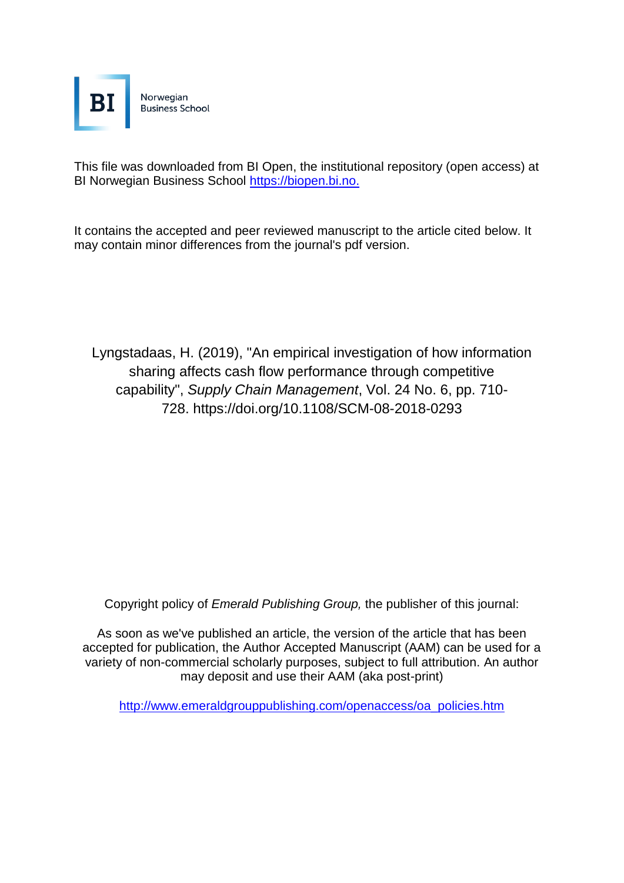BI Norwegian Business School

This file was downloaded from BI Open, the institutional repository (open access) at BI Norwegian Business School https://biopen.bi.no.

It contains the accepted and peer reviewed manuscript to the article cited below. It may contain minor differences from the journal's pdf version.

Lyngstadaas, H. (2019), "An empirical investigation of how information sharing affects cash flow performance through competitive capability", *Supply Chain Management*, Vol. 24 No. 6, pp. 710-728. https://doi.org/10.1108/SCM-08-2018-0293

Copyright policy of *Emerald Publishing Group,* the publisher of this journal:

As soon as we've published an article, the version of the article that has been accepted for publication, the Author Accepted Manuscript (AAM) can be used for a variety of non-commercial scholarly purposes, subject to full attribution. An author may deposit and use their AAM (aka post-print)

http://www.emeraldgrouppublishing.com/openaccess/oa_policies.htm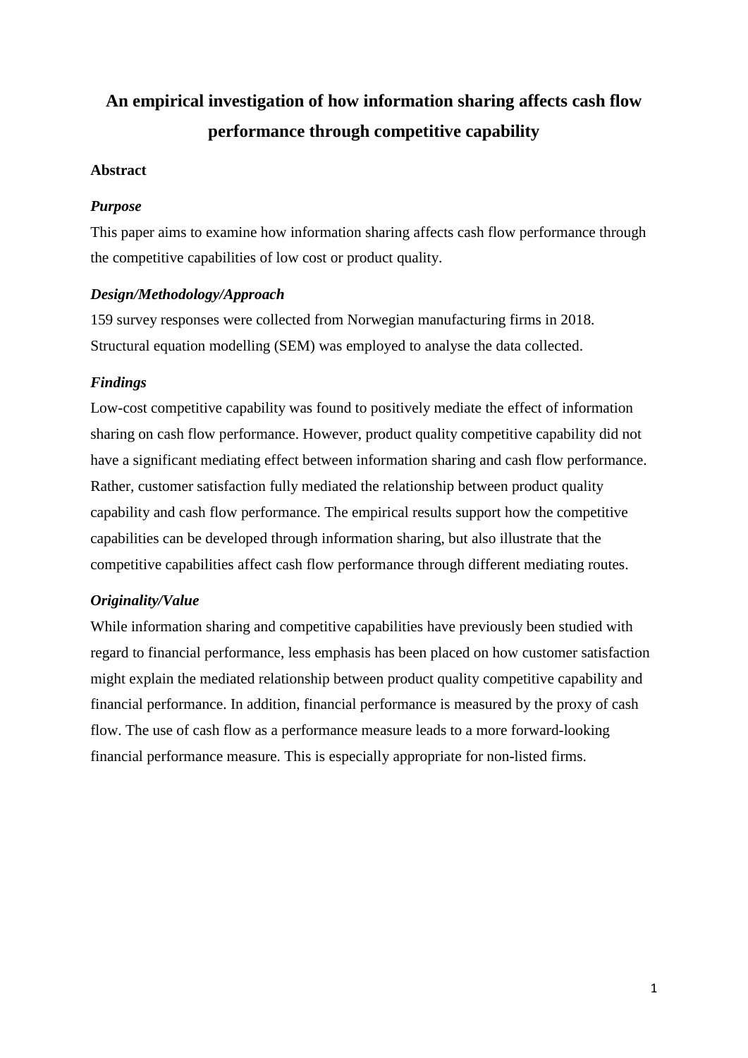# An empirical investigation of how information sharing affects cash flow performance through competitive capability

## Abstract

### *Purpose*

This paper aims to examine how information sharing affects cash flow performance through the competitive capabilities of low cost or product quality.

### *Design/Methodology/Approach*

159 survey responses were collected from Norwegian manufacturing firms in 2018. Structural equation modelling (SEM) was employed to analyse the data collected.

### *Findings*

Low-cost competitive capability was found to positively mediate the effect of information sharing on cash flow performance. However, product quality competitive capability did not have a significant mediating effect between information sharing and cash flow performance. Rather, customer satisfaction fully mediated the relationship between product quality capability and cash flow performance. The empirical results support how the competitive capabilities can be developed through information sharing, but also illustrate that the competitive capabilities affect cash flow performance through different mediating routes.

### *Originality/Value*

While information sharing and competitive capabilities have previously been studied with regard to financial performance, less emphasis has been placed on how customer satisfaction might explain the mediated relationship between product quality competitive capability and financial performance. In addition, financial performance is measured by the proxy of cash flow. The use of cash flow as a performance measure leads to a more forward-looking financial performance measure. This is especially appropriate for non-listed firms.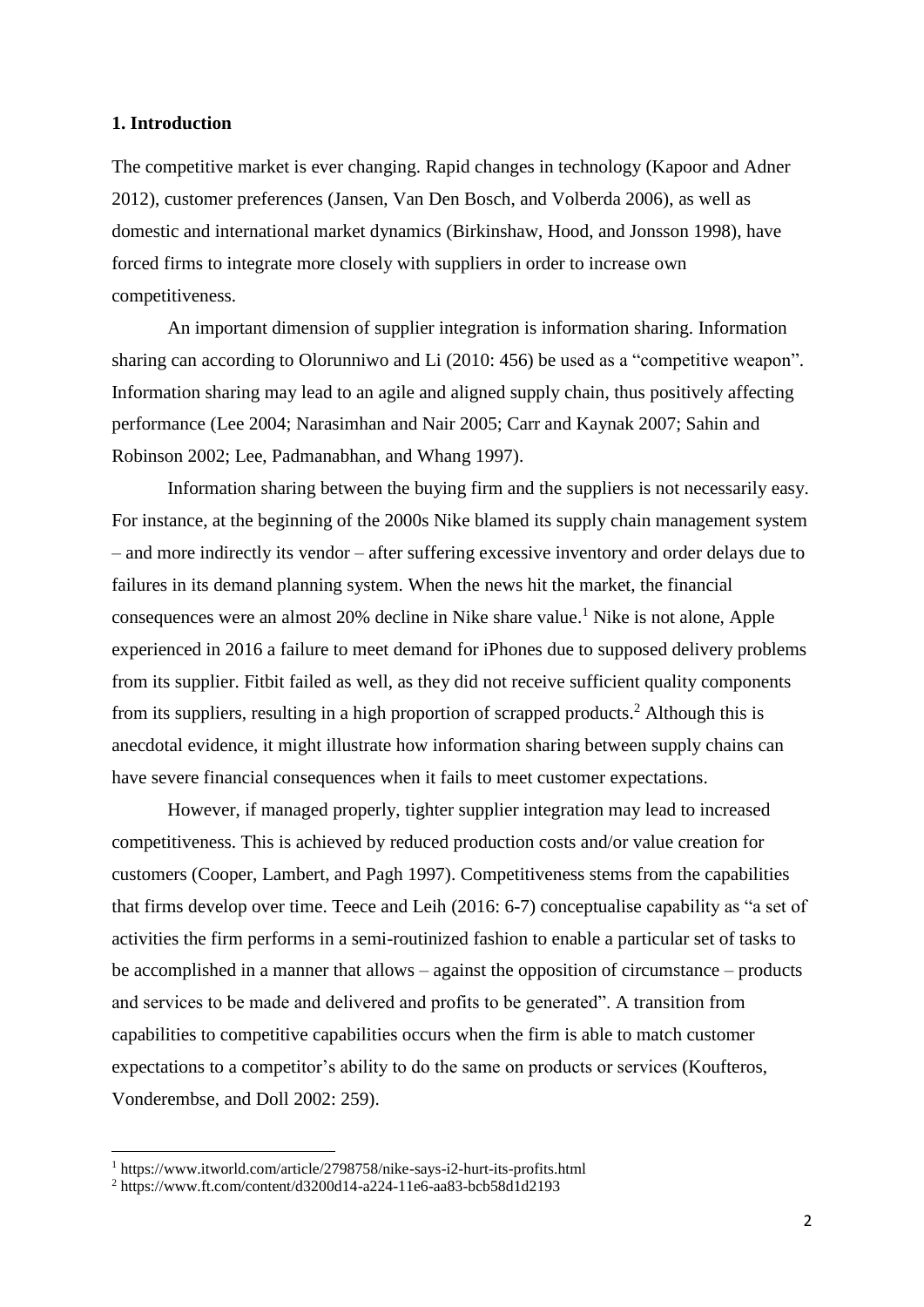## 1. Introduction

The competitive market is ever changing. Rapid changes in technology (Kapoor and Adner 2012), customer preferences (Jansen, Van Den Bosch, and Volberda 2006), as well as domestic and international market dynamics (Birkinshaw, Hood, and Jonsson 1998), have forced firms to integrate more closely with suppliers in order to increase own competitiveness.

An important dimension of supplier integration is information sharing. Information sharing can according to Olorunniwo and Li (2010: 456) be used as a "competitive weapon". Information sharing may lead to an agile and aligned supply chain, thus positively affecting performance (Lee 2004; Narasimhan and Nair 2005; Carr and Kaynak 2007; Sahin and Robinson 2002; Lee, Padmanabhan, and Whang 1997).

Information sharing between the buying firm and the suppliers is not necessarily easy. For instance, at the beginning of the 2000s Nike blamed its supply chain management system – and more indirectly its vendor – after suffering excessive inventory and order delays due to failures in its demand planning system. When the news hit the market, the financial consequences were an almost 20% decline in Nike share value.[1] Nike is not alone, Apple experienced in 2016 a failure to meet demand for iPhones due to supposed delivery problems from its supplier. Fitbit failed as well, as they did not receive sufficient quality components from its suppliers, resulting in a high proportion of scrapped products.[2] Although this is anecdotal evidence, it might illustrate how information sharing between supply chains can have severe financial consequences when it fails to meet customer expectations.

However, if managed properly, tighter supplier integration may lead to increased competitiveness. This is achieved by reduced production costs and/or value creation for customers (Cooper, Lambert, and Pagh 1997). Competitiveness stems from the capabilities that firms develop over time. Teece and Leih (2016: 6-7) conceptualise capability as "a set of activities the firm performs in a semi-routinized fashion to enable a particular set of tasks to be accomplished in a manner that allows – against the opposition of circumstance – products and services to be made and delivered and profits to be generated". A transition from capabilities to competitive capabilities occurs when the firm is able to match customer expectations to a competitor's ability to do the same on products or services (Koufteros, Vonderembse, and Doll 2002: 259).

[1] https://www.itworld.com/article/2798758/nike-says-i2-hurt-its-profits.html

[2] https://www.ft.com/content/d3200d14-a224-11e6-aa83-bcb58d1d2193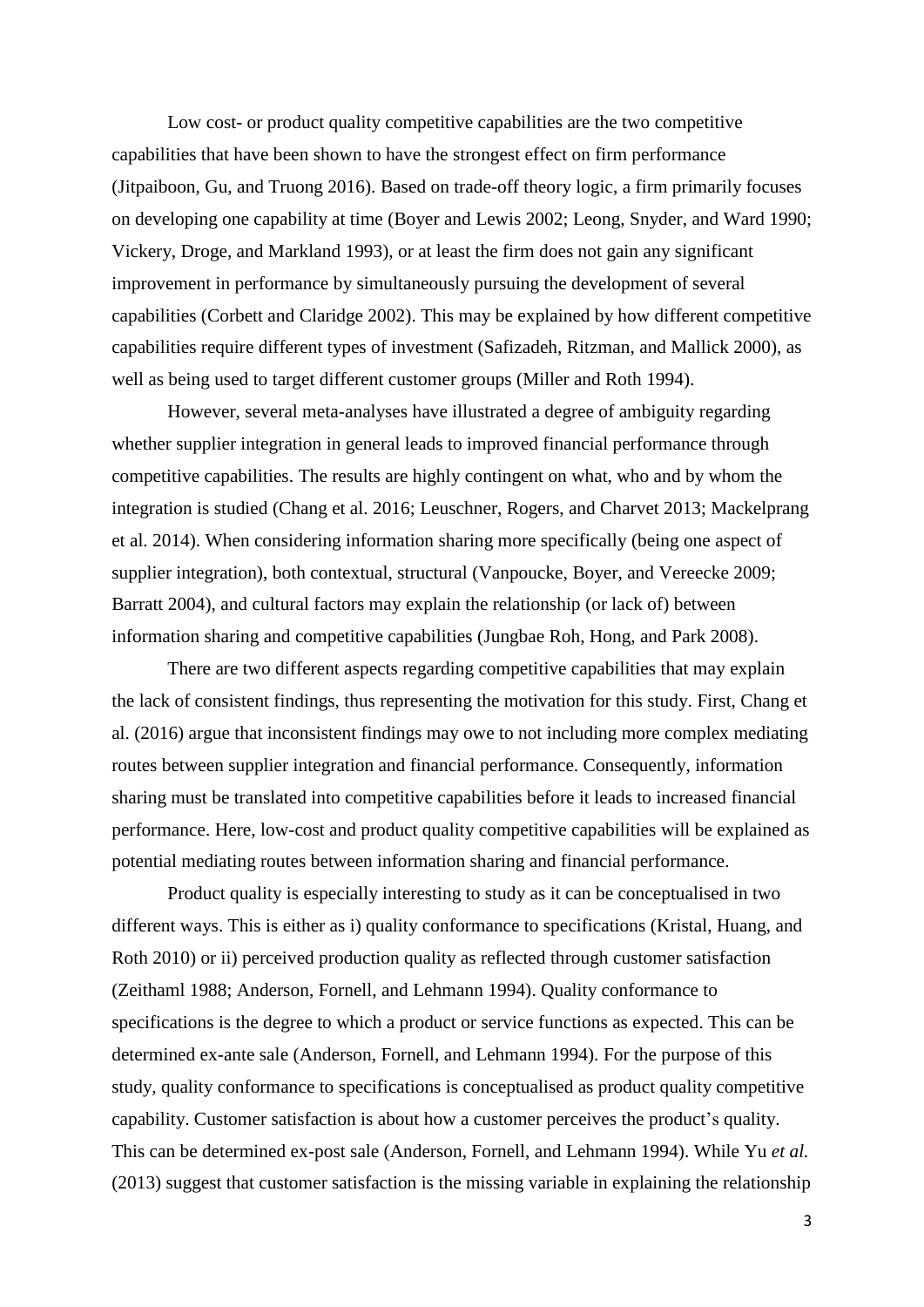Low cost- or product quality competitive capabilities are the two competitive capabilities that have been shown to have the strongest effect on firm performance (Jitpaiboon, Gu, and Truong 2016). Based on trade-off theory logic, a firm primarily focuses on developing one capability at time (Boyer and Lewis 2002; Leong, Snyder, and Ward 1990; Vickery, Droge, and Markland 1993), or at least the firm does not gain any significant improvement in performance by simultaneously pursuing the development of several capabilities (Corbett and Claridge 2002). This may be explained by how different competitive capabilities require different types of investment (Safizadeh, Ritzman, and Mallick 2000), as well as being used to target different customer groups (Miller and Roth 1994).

However, several meta-analyses have illustrated a degree of ambiguity regarding whether supplier integration in general leads to improved financial performance through competitive capabilities. The results are highly contingent on what, who and by whom the integration is studied (Chang et al. 2016; Leuschner, Rogers, and Charvet 2013; Mackelprang et al. 2014). When considering information sharing more specifically (being one aspect of supplier integration), both contextual, structural (Vanpoucke, Boyer, and Vereecke 2009; Barratt 2004), and cultural factors may explain the relationship (or lack of) between information sharing and competitive capabilities (Jungbae Roh, Hong, and Park 2008).

There are two different aspects regarding competitive capabilities that may explain the lack of consistent findings, thus representing the motivation for this study. First, Chang et al. (2016) argue that inconsistent findings may owe to not including more complex mediating routes between supplier integration and financial performance. Consequently, information sharing must be translated into competitive capabilities before it leads to increased financial performance. Here, low-cost and product quality competitive capabilities will be explained as potential mediating routes between information sharing and financial performance.

Product quality is especially interesting to study as it can be conceptualised in two different ways. This is either as i) quality conformance to specifications (Kristal, Huang, and Roth 2010) or ii) perceived production quality as reflected through customer satisfaction (Zeithaml 1988; Anderson, Fornell, and Lehmann 1994). Quality conformance to specifications is the degree to which a product or service functions as expected. This can be determined ex-ante sale (Anderson, Fornell, and Lehmann 1994). For the purpose of this study, quality conformance to specifications is conceptualised as product quality competitive capability. Customer satisfaction is about how a customer perceives the product's quality. This can be determined ex-post sale (Anderson, Fornell, and Lehmann 1994). While Yu *et al.* (2013) suggest that customer satisfaction is the missing variable in explaining the relationship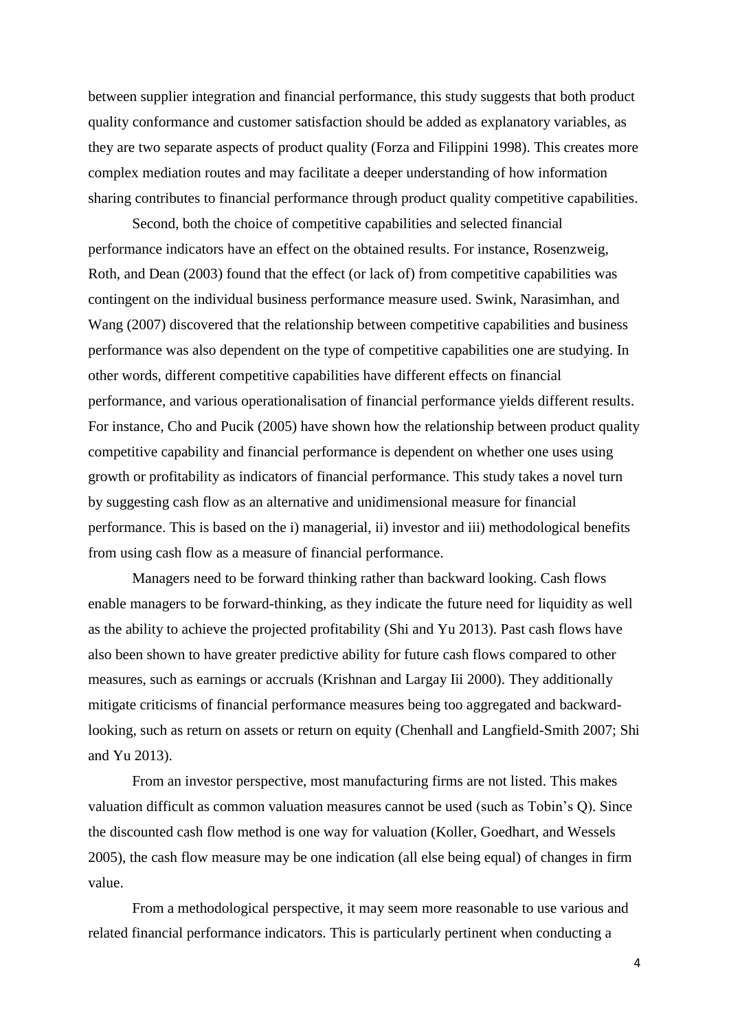between supplier integration and financial performance, this study suggests that both product quality conformance and customer satisfaction should be added as explanatory variables, as they are two separate aspects of product quality (Forza and Filippini 1998). This creates more complex mediation routes and may facilitate a deeper understanding of how information sharing contributes to financial performance through product quality competitive capabilities.

Second, both the choice of competitive capabilities and selected financial performance indicators have an effect on the obtained results. For instance, Rosenzweig, Roth, and Dean (2003) found that the effect (or lack of) from competitive capabilities was contingent on the individual business performance measure used. Swink, Narasimhan, and Wang (2007) discovered that the relationship between competitive capabilities and business performance was also dependent on the type of competitive capabilities one are studying. In other words, different competitive capabilities have different effects on financial performance, and various operationalisation of financial performance yields different results. For instance, Cho and Pucik (2005) have shown how the relationship between product quality competitive capability and financial performance is dependent on whether one uses using growth or profitability as indicators of financial performance. This study takes a novel turn by suggesting cash flow as an alternative and unidimensional measure for financial performance. This is based on the i) managerial, ii) investor and iii) methodological benefits from using cash flow as a measure of financial performance.

Managers need to be forward thinking rather than backward looking. Cash flows enable managers to be forward-thinking, as they indicate the future need for liquidity as well as the ability to achieve the projected profitability (Shi and Yu 2013). Past cash flows have also been shown to have greater predictive ability for future cash flows compared to other measures, such as earnings or accruals (Krishnan and Largay Iii 2000). They additionally mitigate criticisms of financial performance measures being too aggregated and backward-looking, such as return on assets or return on equity (Chenhall and Langfield-Smith 2007; Shi and Yu 2013).

From an investor perspective, most manufacturing firms are not listed. This makes valuation difficult as common valuation measures cannot be used (such as Tobin's Q). Since the discounted cash flow method is one way for valuation (Koller, Goedhart, and Wessels 2005), the cash flow measure may be one indication (all else being equal) of changes in firm value.

From a methodological perspective, it may seem more reasonable to use various and related financial performance indicators. This is particularly pertinent when conducting a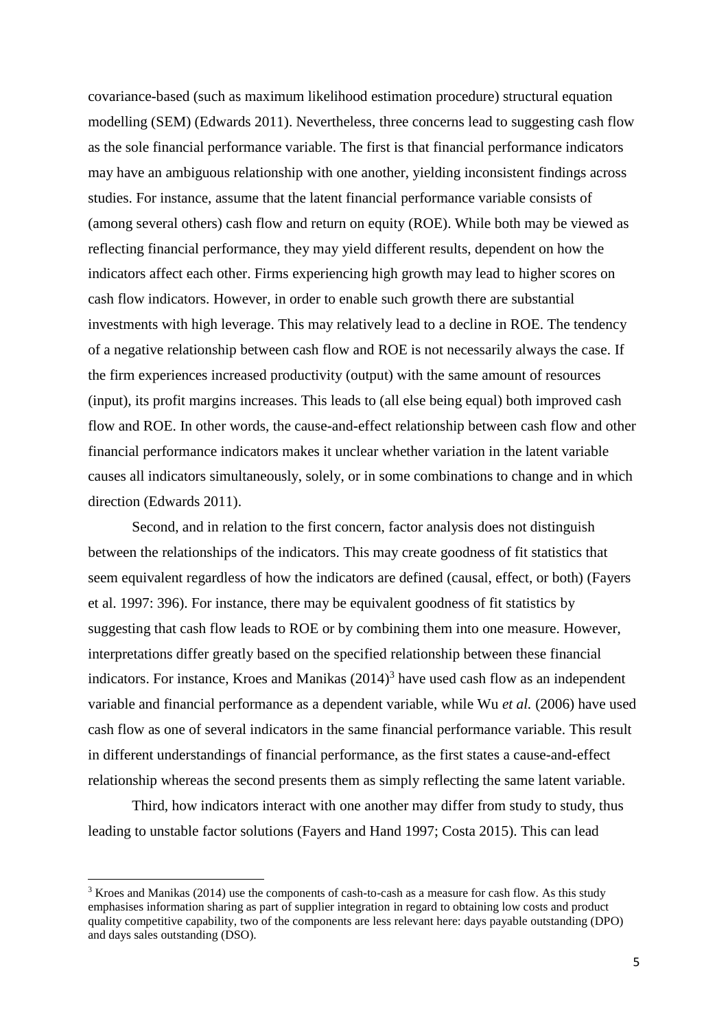covariance-based (such as maximum likelihood estimation procedure) structural equation modelling (SEM) (Edwards 2011). Nevertheless, three concerns lead to suggesting cash flow as the sole financial performance variable. The first is that financial performance indicators may have an ambiguous relationship with one another, yielding inconsistent findings across studies. For instance, assume that the latent financial performance variable consists of (among several others) cash flow and return on equity (ROE). While both may be viewed as reflecting financial performance, they may yield different results, dependent on how the indicators affect each other. Firms experiencing high growth may lead to higher scores on cash flow indicators. However, in order to enable such growth there are substantial investments with high leverage. This may relatively lead to a decline in ROE. The tendency of a negative relationship between cash flow and ROE is not necessarily always the case. If the firm experiences increased productivity (output) with the same amount of resources (input), its profit margins increases. This leads to (all else being equal) both improved cash flow and ROE. In other words, the cause-and-effect relationship between cash flow and other financial performance indicators makes it unclear whether variation in the latent variable causes all indicators simultaneously, solely, or in some combinations to change and in which direction (Edwards 2011).

Second, and in relation to the first concern, factor analysis does not distinguish between the relationships of the indicators. This may create goodness of fit statistics that seem equivalent regardless of how the indicators are defined (causal, effect, or both) (Fayers et al. 1997: 396). For instance, there may be equivalent goodness of fit statistics by suggesting that cash flow leads to ROE or by combining them into one measure. However, interpretations differ greatly based on the specified relationship between these financial indicators. For instance, Kroes and Manikas (2014)[3] have used cash flow as an independent variable and financial performance as a dependent variable, while Wu *et al.* (2006) have used cash flow as one of several indicators in the same financial performance variable. This result in different understandings of financial performance, as the first states a cause-and-effect relationship whereas the second presents them as simply reflecting the same latent variable.

Third, how indicators interact with one another may differ from study to study, thus leading to unstable factor solutions (Fayers and Hand 1997; Costa 2015). This can lead

[3] Kroes and Manikas (2014) use the components of cash-to-cash as a measure for cash flow. As this study emphasises information sharing as part of supplier integration in regard to obtaining low costs and product quality competitive capability, two of the components are less relevant here: days payable outstanding (DPO) and days sales outstanding (DSO).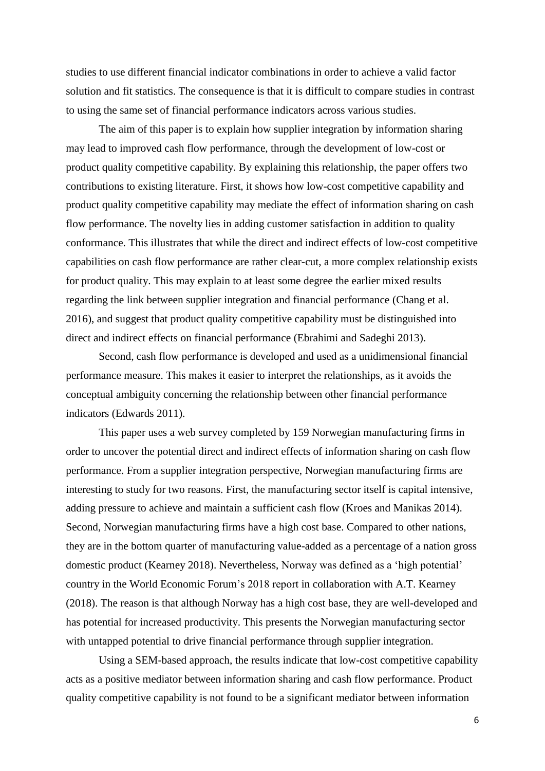studies to use different financial indicator combinations in order to achieve a valid factor solution and fit statistics. The consequence is that it is difficult to compare studies in contrast to using the same set of financial performance indicators across various studies.

The aim of this paper is to explain how supplier integration by information sharing may lead to improved cash flow performance, through the development of low-cost or product quality competitive capability. By explaining this relationship, the paper offers two contributions to existing literature. First, it shows how low-cost competitive capability and product quality competitive capability may mediate the effect of information sharing on cash flow performance. The novelty lies in adding customer satisfaction in addition to quality conformance. This illustrates that while the direct and indirect effects of low-cost competitive capabilities on cash flow performance are rather clear-cut, a more complex relationship exists for product quality. This may explain to at least some degree the earlier mixed results regarding the link between supplier integration and financial performance (Chang et al. 2016), and suggest that product quality competitive capability must be distinguished into direct and indirect effects on financial performance (Ebrahimi and Sadeghi 2013).

Second, cash flow performance is developed and used as a unidimensional financial performance measure. This makes it easier to interpret the relationships, as it avoids the conceptual ambiguity concerning the relationship between other financial performance indicators (Edwards 2011).

This paper uses a web survey completed by 159 Norwegian manufacturing firms in order to uncover the potential direct and indirect effects of information sharing on cash flow performance. From a supplier integration perspective, Norwegian manufacturing firms are interesting to study for two reasons. First, the manufacturing sector itself is capital intensive, adding pressure to achieve and maintain a sufficient cash flow (Kroes and Manikas 2014). Second, Norwegian manufacturing firms have a high cost base. Compared to other nations, they are in the bottom quarter of manufacturing value-added as a percentage of a nation gross domestic product (Kearney 2018). Nevertheless, Norway was defined as a 'high potential' country in the World Economic Forum's 2018 report in collaboration with A.T. Kearney (2018). The reason is that although Norway has a high cost base, they are well-developed and has potential for increased productivity. This presents the Norwegian manufacturing sector with untapped potential to drive financial performance through supplier integration.

Using a SEM-based approach, the results indicate that low-cost competitive capability acts as a positive mediator between information sharing and cash flow performance. Product quality competitive capability is not found to be a significant mediator between information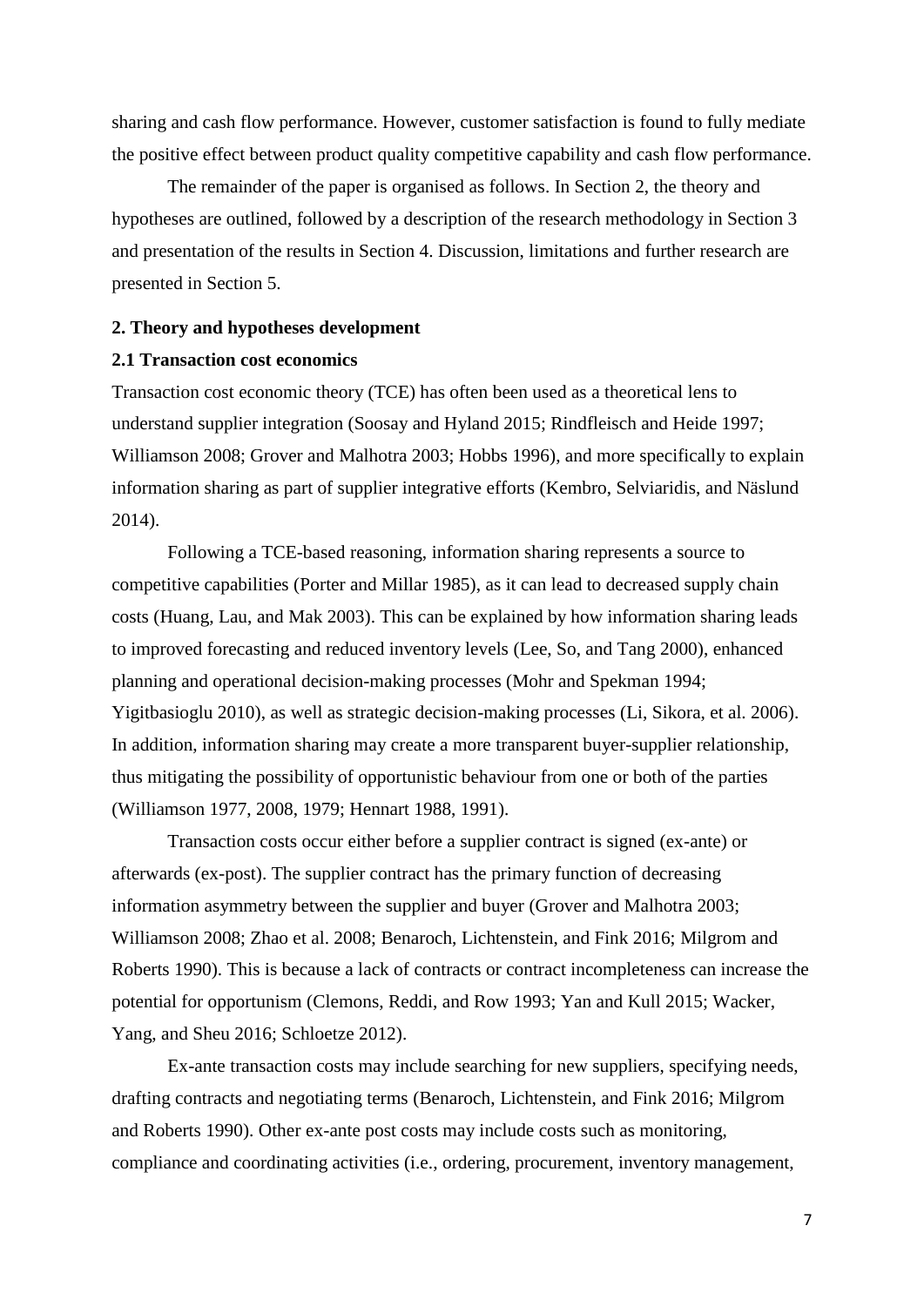sharing and cash flow performance. However, customer satisfaction is found to fully mediate the positive effect between product quality competitive capability and cash flow performance.

The remainder of the paper is organised as follows. In Section 2, the theory and hypotheses are outlined, followed by a description of the research methodology in Section 3 and presentation of the results in Section 4. Discussion, limitations and further research are presented in Section 5.

## 2. Theory and hypotheses development

### 2.1 Transaction cost economics

Transaction cost economic theory (TCE) has often been used as a theoretical lens to understand supplier integration (Soosay and Hyland 2015; Rindfleisch and Heide 1997; Williamson 2008; Grover and Malhotra 2003; Hobbs 1996), and more specifically to explain information sharing as part of supplier integrative efforts (Kembro, Selviaridis, and Näslund 2014).

Following a TCE-based reasoning, information sharing represents a source to competitive capabilities (Porter and Millar 1985), as it can lead to decreased supply chain costs (Huang, Lau, and Mak 2003). This can be explained by how information sharing leads to improved forecasting and reduced inventory levels (Lee, So, and Tang 2000), enhanced planning and operational decision-making processes (Mohr and Spekman 1994; Yigitbasioglu 2010), as well as strategic decision-making processes (Li, Sikora, et al. 2006). In addition, information sharing may create a more transparent buyer-supplier relationship, thus mitigating the possibility of opportunistic behaviour from one or both of the parties (Williamson 1977, 2008, 1979; Hennart 1988, 1991).

Transaction costs occur either before a supplier contract is signed (ex-ante) or afterwards (ex-post). The supplier contract has the primary function of decreasing information asymmetry between the supplier and buyer (Grover and Malhotra 2003; Williamson 2008; Zhao et al. 2008; Benaroch, Lichtenstein, and Fink 2016; Milgrom and Roberts 1990). This is because a lack of contracts or contract incompleteness can increase the potential for opportunism (Clemons, Reddi, and Row 1993; Yan and Kull 2015; Wacker, Yang, and Sheu 2016; Schloetze 2012).

Ex-ante transaction costs may include searching for new suppliers, specifying needs, drafting contracts and negotiating terms (Benaroch, Lichtenstein, and Fink 2016; Milgrom and Roberts 1990). Other ex-ante post costs may include costs such as monitoring, compliance and coordinating activities (i.e., ordering, procurement, inventory management,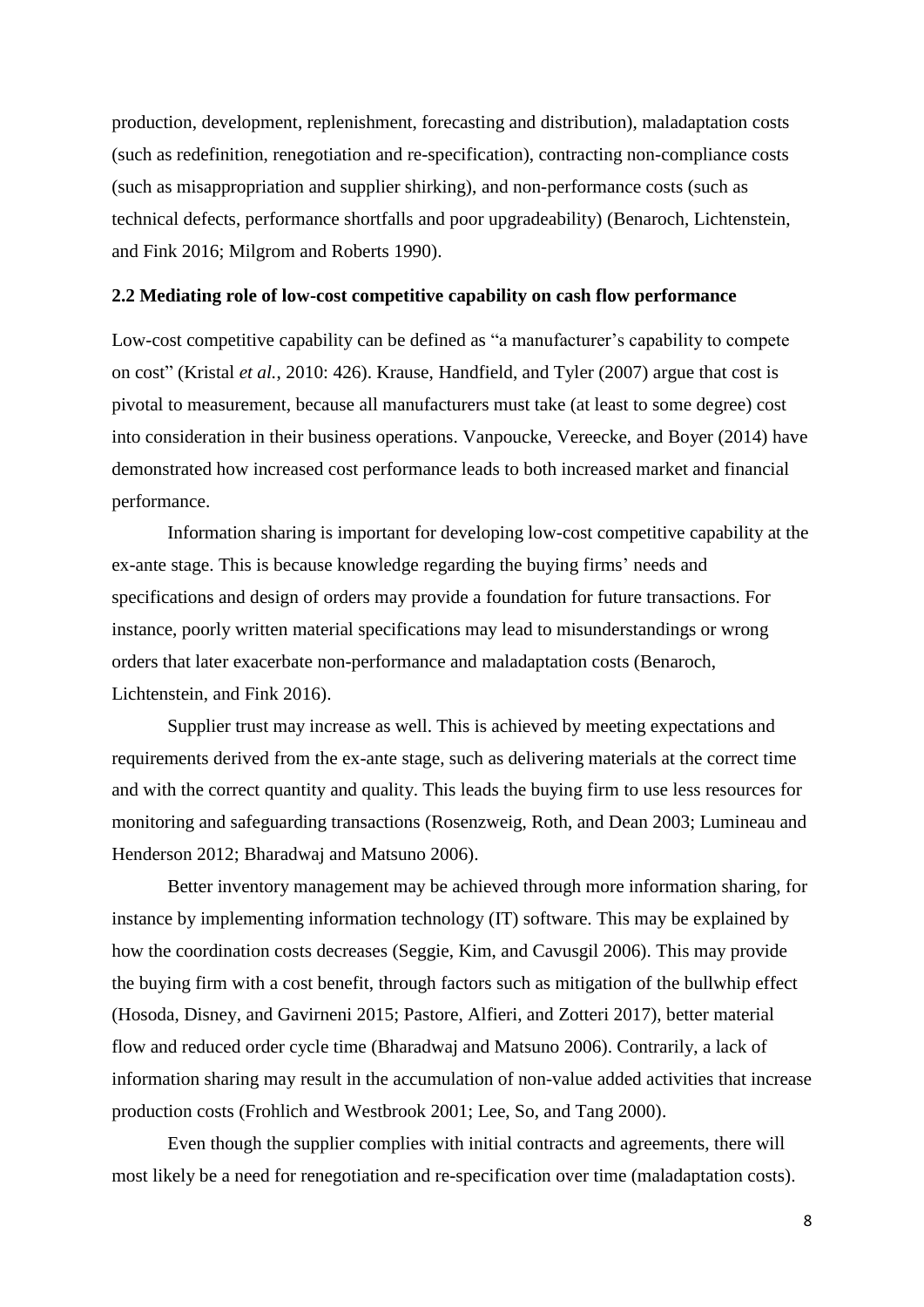production, development, replenishment, forecasting and distribution), maladaptation costs (such as redefinition, renegotiation and re-specification), contracting non-compliance costs (such as misappropriation and supplier shirking), and non-performance costs (such as technical defects, performance shortfalls and poor upgradeability) (Benaroch, Lichtenstein, and Fink 2016; Milgrom and Roberts 1990).

### 2.2 Mediating role of low-cost competitive capability on cash flow performance

Low-cost competitive capability can be defined as "a manufacturer's capability to compete on cost" (Kristal *et al.*, 2010: 426). Krause, Handfield, and Tyler (2007) argue that cost is pivotal to measurement, because all manufacturers must take (at least to some degree) cost into consideration in their business operations. Vanpoucke, Vereecke, and Boyer (2014) have demonstrated how increased cost performance leads to both increased market and financial performance.

Information sharing is important for developing low-cost competitive capability at the ex-ante stage. This is because knowledge regarding the buying firms' needs and specifications and design of orders may provide a foundation for future transactions. For instance, poorly written material specifications may lead to misunderstandings or wrong orders that later exacerbate non-performance and maladaptation costs (Benaroch, Lichtenstein, and Fink 2016).

Supplier trust may increase as well. This is achieved by meeting expectations and requirements derived from the ex-ante stage, such as delivering materials at the correct time and with the correct quantity and quality. This leads the buying firm to use less resources for monitoring and safeguarding transactions (Rosenzweig, Roth, and Dean 2003; Lumineau and Henderson 2012; Bharadwaj and Matsuno 2006).

Better inventory management may be achieved through more information sharing, for instance by implementing information technology (IT) software. This may be explained by how the coordination costs decreases (Seggie, Kim, and Cavusgil 2006). This may provide the buying firm with a cost benefit, through factors such as mitigation of the bullwhip effect (Hosoda, Disney, and Gavirneni 2015; Pastore, Alfieri, and Zotteri 2017), better material flow and reduced order cycle time (Bharadwaj and Matsuno 2006). Contrarily, a lack of information sharing may result in the accumulation of non-value added activities that increase production costs (Frohlich and Westbrook 2001; Lee, So, and Tang 2000).

Even though the supplier complies with initial contracts and agreements, there will most likely be a need for renegotiation and re-specification over time (maladaptation costs).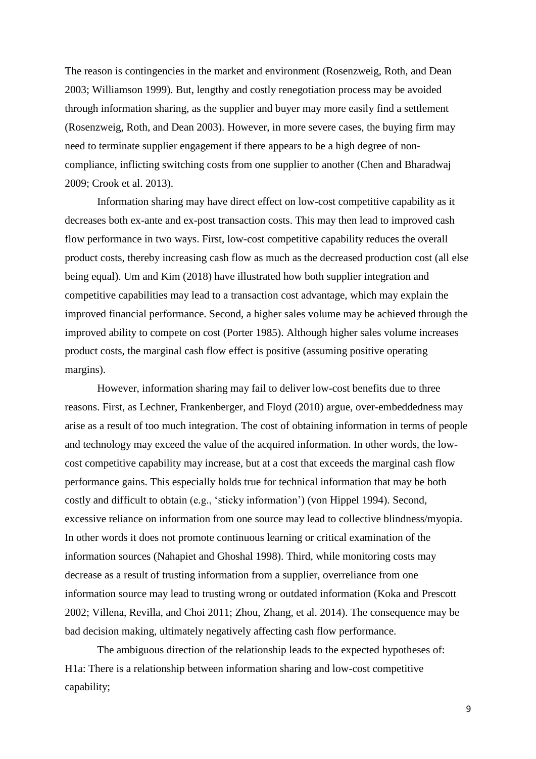The reason is contingencies in the market and environment (Rosenzweig, Roth, and Dean 2003; Williamson 1999). But, lengthy and costly renegotiation process may be avoided through information sharing, as the supplier and buyer may more easily find a settlement (Rosenzweig, Roth, and Dean 2003). However, in more severe cases, the buying firm may need to terminate supplier engagement if there appears to be a high degree of non-compliance, inflicting switching costs from one supplier to another (Chen and Bharadwaj 2009; Crook et al. 2013).

Information sharing may have direct effect on low-cost competitive capability as it decreases both ex-ante and ex-post transaction costs. This may then lead to improved cash flow performance in two ways. First, low-cost competitive capability reduces the overall product costs, thereby increasing cash flow as much as the decreased production cost (all else being equal). Um and Kim (2018) have illustrated how both supplier integration and competitive capabilities may lead to a transaction cost advantage, which may explain the improved financial performance. Second, a higher sales volume may be achieved through the improved ability to compete on cost (Porter 1985). Although higher sales volume increases product costs, the marginal cash flow effect is positive (assuming positive operating margins).

However, information sharing may fail to deliver low-cost benefits due to three reasons. First, as Lechner, Frankenberger, and Floyd (2010) argue, over-embeddedness may arise as a result of too much integration. The cost of obtaining information in terms of people and technology may exceed the value of the acquired information. In other words, the low-cost competitive capability may increase, but at a cost that exceeds the marginal cash flow performance gains. This especially holds true for technical information that may be both costly and difficult to obtain (e.g., 'sticky information') (von Hippel 1994). Second, excessive reliance on information from one source may lead to collective blindness/myopia. In other words it does not promote continuous learning or critical examination of the information sources (Nahapiet and Ghoshal 1998). Third, while monitoring costs may decrease as a result of trusting information from a supplier, overreliance from one information source may lead to trusting wrong or outdated information (Koka and Prescott 2002; Villena, Revilla, and Choi 2011; Zhou, Zhang, et al. 2014). The consequence may be bad decision making, ultimately negatively affecting cash flow performance.

The ambiguous direction of the relationship leads to the expected hypotheses of:

H1a: There is a relationship between information sharing and low-cost competitive capability;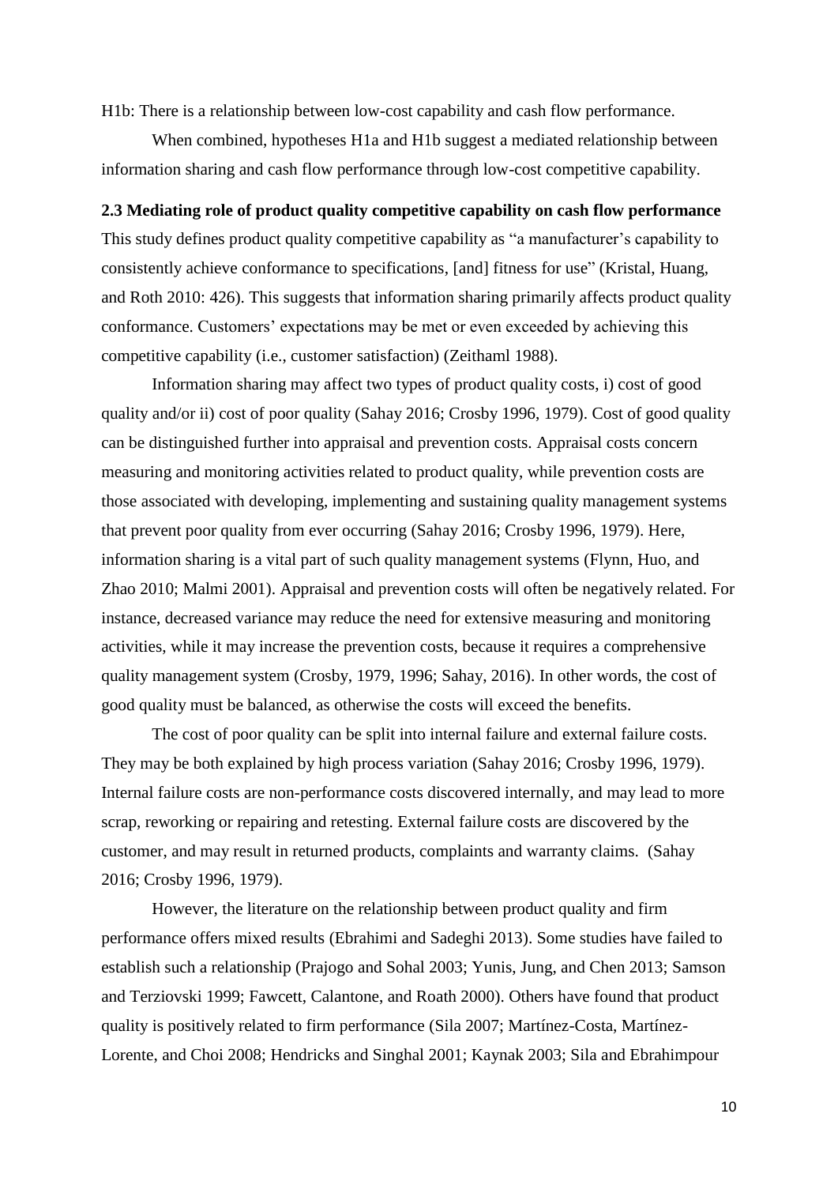H1b: There is a relationship between low-cost capability and cash flow performance.

When combined, hypotheses H1a and H1b suggest a mediated relationship between information sharing and cash flow performance through low-cost competitive capability.

### 2.3 Mediating role of product quality competitive capability on cash flow performance

This study defines product quality competitive capability as "a manufacturer's capability to consistently achieve conformance to specifications, [and] fitness for use" (Kristal, Huang, and Roth 2010: 426). This suggests that information sharing primarily affects product quality conformance. Customers' expectations may be met or even exceeded by achieving this competitive capability (i.e., customer satisfaction) (Zeithaml 1988).

Information sharing may affect two types of product quality costs, i) cost of good quality and/or ii) cost of poor quality (Sahay 2016; Crosby 1996, 1979). Cost of good quality can be distinguished further into appraisal and prevention costs. Appraisal costs concern measuring and monitoring activities related to product quality, while prevention costs are those associated with developing, implementing and sustaining quality management systems that prevent poor quality from ever occurring (Sahay 2016; Crosby 1996, 1979). Here, information sharing is a vital part of such quality management systems (Flynn, Huo, and Zhao 2010; Malmi 2001). Appraisal and prevention costs will often be negatively related. For instance, decreased variance may reduce the need for extensive measuring and monitoring activities, while it may increase the prevention costs, because it requires a comprehensive quality management system (Crosby, 1979, 1996; Sahay, 2016). In other words, the cost of good quality must be balanced, as otherwise the costs will exceed the benefits.

The cost of poor quality can be split into internal failure and external failure costs. They may be both explained by high process variation (Sahay 2016; Crosby 1996, 1979). Internal failure costs are non-performance costs discovered internally, and may lead to more scrap, reworking or repairing and retesting. External failure costs are discovered by the customer, and may result in returned products, complaints and warranty claims. (Sahay 2016; Crosby 1996, 1979).

However, the literature on the relationship between product quality and firm performance offers mixed results (Ebrahimi and Sadeghi 2013). Some studies have failed to establish such a relationship (Prajogo and Sohal 2003; Yunis, Jung, and Chen 2013; Samson and Terziovski 1999; Fawcett, Calantone, and Roath 2000). Others have found that product quality is positively related to firm performance (Sila 2007; Martínez-Costa, Martínez-Lorente, and Choi 2008; Hendricks and Singhal 2001; Kaynak 2003; Sila and Ebrahimpour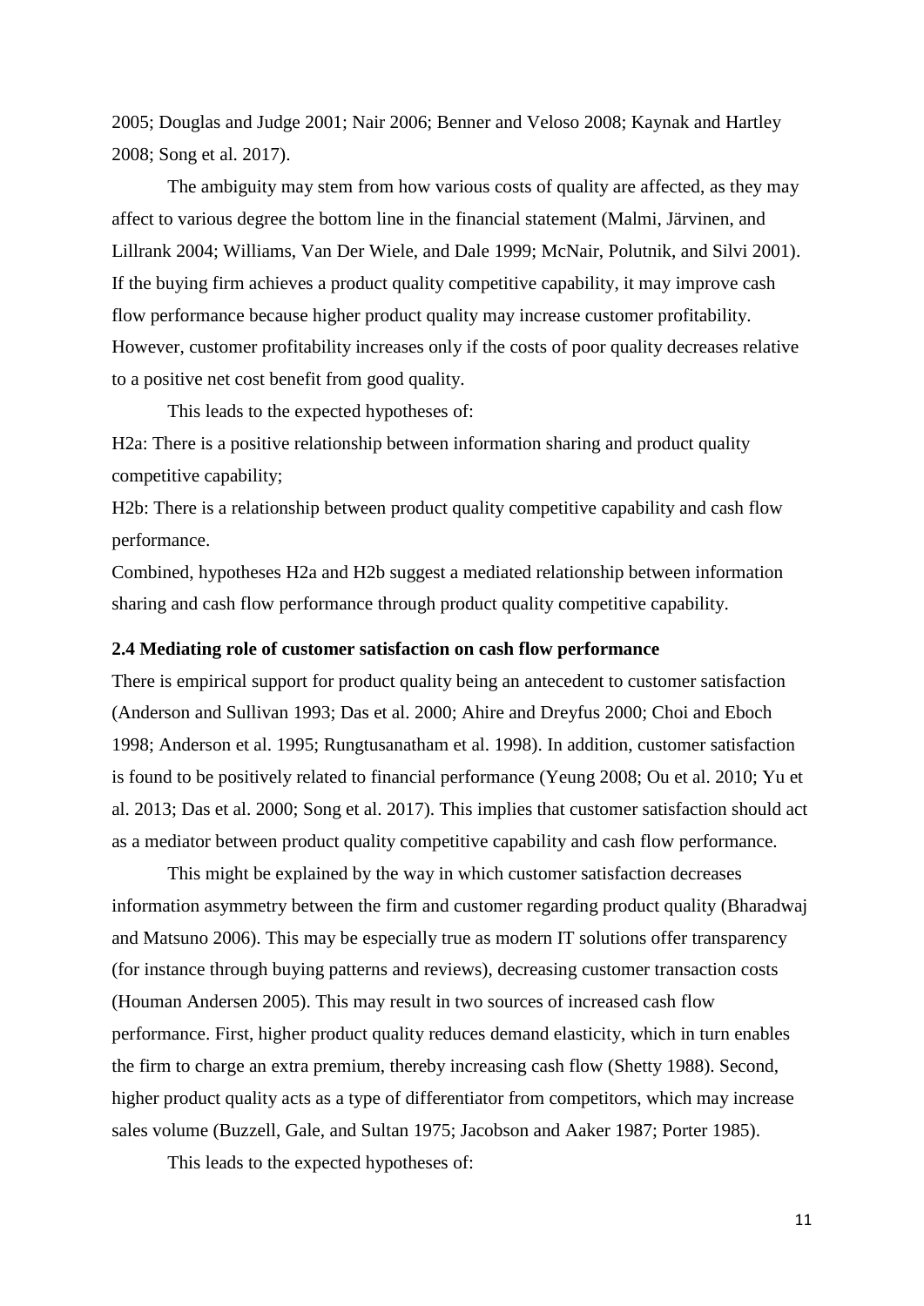2005; Douglas and Judge 2001; Nair 2006; Benner and Veloso 2008; Kaynak and Hartley 2008; Song et al. 2017).

The ambiguity may stem from how various costs of quality are affected, as they may affect to various degree the bottom line in the financial statement (Malmi, Järvinen, and Lillrank 2004; Williams, Van Der Wiele, and Dale 1999; McNair, Polutnik, and Silvi 2001). If the buying firm achieves a product quality competitive capability, it may improve cash flow performance because higher product quality may increase customer profitability. However, customer profitability increases only if the costs of poor quality decreases relative to a positive net cost benefit from good quality.

This leads to the expected hypotheses of:

H2a: There is a positive relationship between information sharing and product quality competitive capability;

H2b: There is a relationship between product quality competitive capability and cash flow performance.

Combined, hypotheses H2a and H2b suggest a mediated relationship between information sharing and cash flow performance through product quality competitive capability.

### 2.4 Mediating role of customer satisfaction on cash flow performance

There is empirical support for product quality being an antecedent to customer satisfaction (Anderson and Sullivan 1993; Das et al. 2000; Ahire and Dreyfus 2000; Choi and Eboch 1998; Anderson et al. 1995; Rungtusanatham et al. 1998). In addition, customer satisfaction is found to be positively related to financial performance (Yeung 2008; Ou et al. 2010; Yu et al. 2013; Das et al. 2000; Song et al. 2017). This implies that customer satisfaction should act as a mediator between product quality competitive capability and cash flow performance.

This might be explained by the way in which customer satisfaction decreases information asymmetry between the firm and customer regarding product quality (Bharadwaj and Matsuno 2006). This may be especially true as modern IT solutions offer transparency (for instance through buying patterns and reviews), decreasing customer transaction costs (Houman Andersen 2005). This may result in two sources of increased cash flow performance. First, higher product quality reduces demand elasticity, which in turn enables the firm to charge an extra premium, thereby increasing cash flow (Shetty 1988). Second, higher product quality acts as a type of differentiator from competitors, which may increase sales volume (Buzzell, Gale, and Sultan 1975; Jacobson and Aaker 1987; Porter 1985).

This leads to the expected hypotheses of: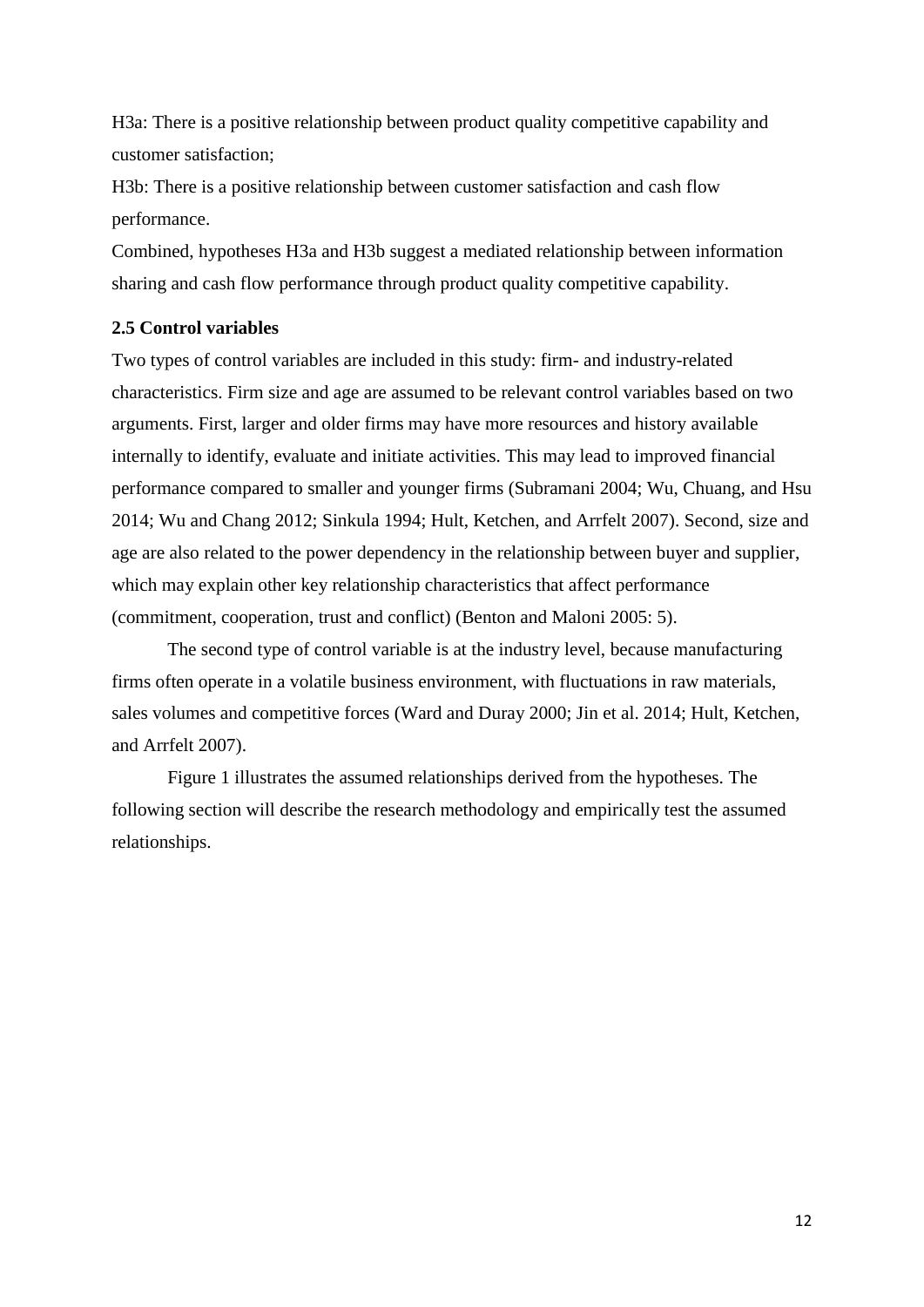H3a: There is a positive relationship between product quality competitive capability and customer satisfaction;

H3b: There is a positive relationship between customer satisfaction and cash flow performance.

Combined, hypotheses H3a and H3b suggest a mediated relationship between information sharing and cash flow performance through product quality competitive capability.

### 2.5 Control variables

Two types of control variables are included in this study: firm- and industry-related characteristics. Firm size and age are assumed to be relevant control variables based on two arguments. First, larger and older firms may have more resources and history available internally to identify, evaluate and initiate activities. This may lead to improved financial performance compared to smaller and younger firms (Subramani 2004; Wu, Chuang, and Hsu 2014; Wu and Chang 2012; Sinkula 1994; Hult, Ketchen, and Arrfelt 2007). Second, size and age are also related to the power dependency in the relationship between buyer and supplier, which may explain other key relationship characteristics that affect performance (commitment, cooperation, trust and conflict) (Benton and Maloni 2005: 5).

The second type of control variable is at the industry level, because manufacturing firms often operate in a volatile business environment, with fluctuations in raw materials, sales volumes and competitive forces (Ward and Duray 2000; Jin et al. 2014; Hult, Ketchen, and Arrfelt 2007).

Figure 1 illustrates the assumed relationships derived from the hypotheses. The following section will describe the research methodology and empirically test the assumed relationships.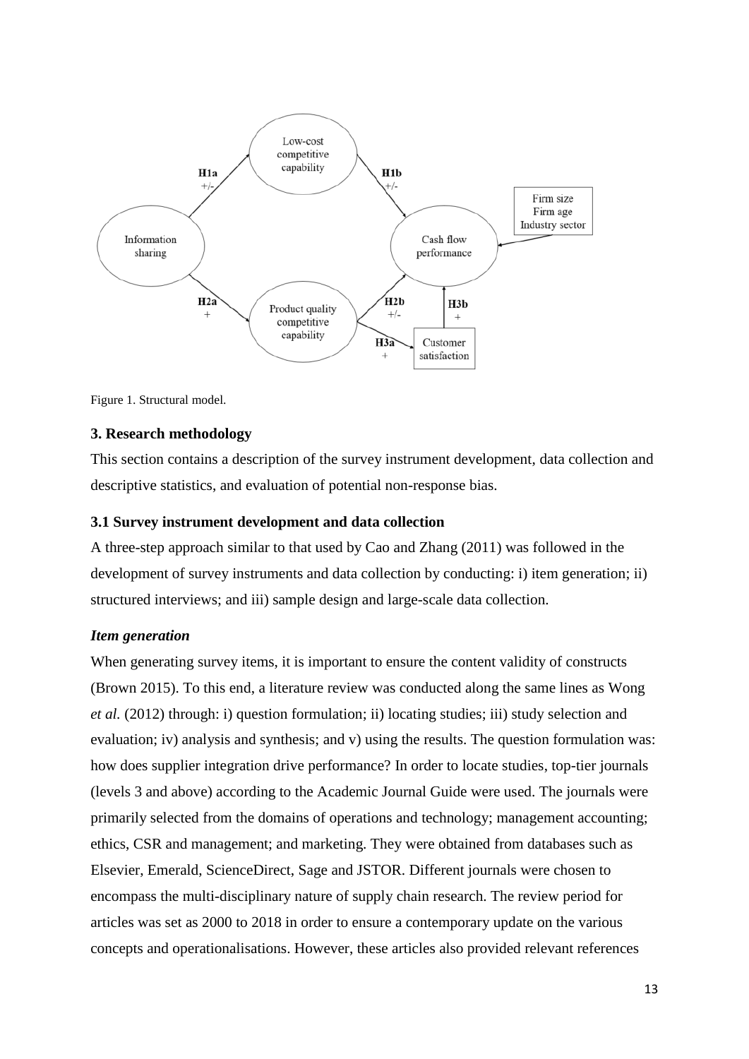Figure 1. Structural model.

### 3. Research methodology

This section contains a description of the survey instrument development, data collection and descriptive statistics, and evaluation of potential non-response bias.

### 3.1 Survey instrument development and data collection

A three-step approach similar to that used by Cao and Zhang (2011) was followed in the development of survey instruments and data collection by conducting: i) item generation; ii) structured interviews; and iii) sample design and large-scale data collection.

#### *Item generation*

When generating survey items, it is important to ensure the content validity of constructs (Brown 2015). To this end, a literature review was conducted along the same lines as Wong *et al.* (2012) through: i) question formulation; ii) locating studies; iii) study selection and evaluation; iv) analysis and synthesis; and v) using the results. The question formulation was: how does supplier integration drive performance? In order to locate studies, top-tier journals (levels 3 and above) according to the Academic Journal Guide were used. The journals were primarily selected from the domains of operations and technology; management accounting; ethics, CSR and management; and marketing. They were obtained from databases such as Elsevier, Emerald, ScienceDirect, Sage and JSTOR. Different journals were chosen to encompass the multi-disciplinary nature of supply chain research. The review period for articles was set as 2000 to 2018 in order to ensure a contemporary update on the various concepts and operationalisations. However, these articles also provided relevant references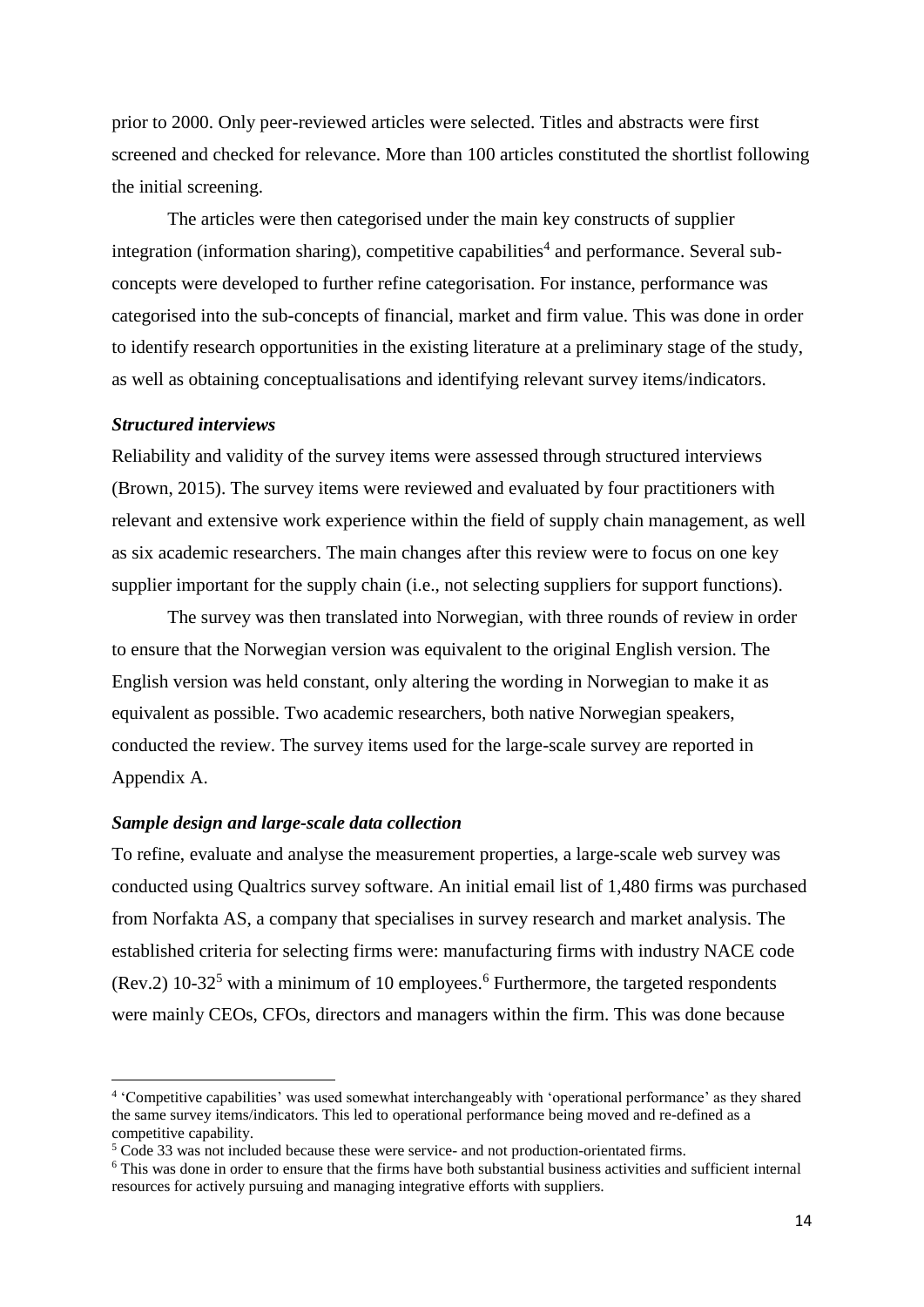prior to 2000. Only peer-reviewed articles were selected. Titles and abstracts were first screened and checked for relevance. More than 100 articles constituted the shortlist following the initial screening.

The articles were then categorised under the main key constructs of supplier integration (information sharing), competitive capabilities[4] and performance. Several sub-concepts were developed to further refine categorisation. For instance, performance was categorised into the sub-concepts of financial, market and firm value. This was done in order to identify research opportunities in the existing literature at a preliminary stage of the study, as well as obtaining conceptualisations and identifying relevant survey items/indicators.

### *Structured interviews*

Reliability and validity of the survey items were assessed through structured interviews (Brown, 2015). The survey items were reviewed and evaluated by four practitioners with relevant and extensive work experience within the field of supply chain management, as well as six academic researchers. The main changes after this review were to focus on one key supplier important for the supply chain (i.e., not selecting suppliers for support functions).

The survey was then translated into Norwegian, with three rounds of review in order to ensure that the Norwegian version was equivalent to the original English version. The English version was held constant, only altering the wording in Norwegian to make it as equivalent as possible. Two academic researchers, both native Norwegian speakers, conducted the review. The survey items used for the large-scale survey are reported in Appendix A.

### *Sample design and large-scale data collection*

To refine, evaluate and analyse the measurement properties, a large-scale web survey was conducted using Qualtrics survey software. An initial email list of 1,480 firms was purchased from Norfakta AS, a company that specialises in survey research and market analysis. The established criteria for selecting firms were: manufacturing firms with industry NACE code (Rev.2) 10-32[5] with a minimum of 10 employees.[6] Furthermore, the targeted respondents were mainly CEOs, CFOs, directors and managers within the firm. This was done because

---

[4] 'Competitive capabilities' was used somewhat interchangeably with 'operational performance' as they shared the same survey items/indicators. This led to operational performance being moved and re-defined as a competitive capability.

[5] Code 33 was not included because these were service- and not production-orientated firms.

[6] This was done in order to ensure that the firms have both substantial business activities and sufficient internal resources for actively pursuing and managing integrative efforts with suppliers.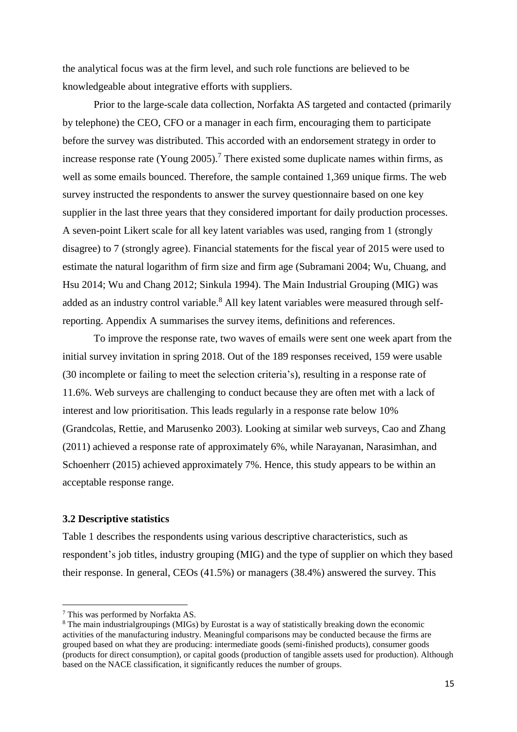the analytical focus was at the firm level, and such role functions are believed to be knowledgeable about integrative efforts with suppliers.

Prior to the large-scale data collection, Norfakta AS targeted and contacted (primarily by telephone) the CEO, CFO or a manager in each firm, encouraging them to participate before the survey was distributed. This accorded with an endorsement strategy in order to increase response rate (Young 2005).[7] There existed some duplicate names within firms, as well as some emails bounced. Therefore, the sample contained 1,369 unique firms. The web survey instructed the respondents to answer the survey questionnaire based on one key supplier in the last three years that they considered important for daily production processes. A seven-point Likert scale for all key latent variables was used, ranging from 1 (strongly disagree) to 7 (strongly agree). Financial statements for the fiscal year of 2015 were used to estimate the natural logarithm of firm size and firm age (Subramani 2004; Wu, Chuang, and Hsu 2014; Wu and Chang 2012; Sinkula 1994). The Main Industrial Grouping (MIG) was added as an industry control variable.[8] All key latent variables were measured through self-reporting. Appendix A summarises the survey items, definitions and references.

To improve the response rate, two waves of emails were sent one week apart from the initial survey invitation in spring 2018. Out of the 189 responses received, 159 were usable (30 incomplete or failing to meet the selection criteria's), resulting in a response rate of 11.6%. Web surveys are challenging to conduct because they are often met with a lack of interest and low prioritisation. This leads regularly in a response rate below 10% (Grandcolas, Rettie, and Marusenko 2003). Looking at similar web surveys, Cao and Zhang (2011) achieved a response rate of approximately 6%, while Narayanan, Narasimhan, and Schoenherr (2015) achieved approximately 7%. Hence, this study appears to be within an acceptable response range.

### 3.2 Descriptive statistics

Table 1 describes the respondents using various descriptive characteristics, such as respondent's job titles, industry grouping (MIG) and the type of supplier on which they based their response. In general, CEOs (41.5%) or managers (38.4%) answered the survey. This

---

[7] This was performed by Norfakta AS.

[8] The main industrialgroupings (MIGs) by Eurostat is a way of statistically breaking down the economic activities of the manufacturing industry. Meaningful comparisons may be conducted because the firms are grouped based on what they are producing: intermediate goods (semi-finished products), consumer goods (products for direct consumption), or capital goods (production of tangible assets used for production). Although based on the NACE classification, it significantly reduces the number of groups.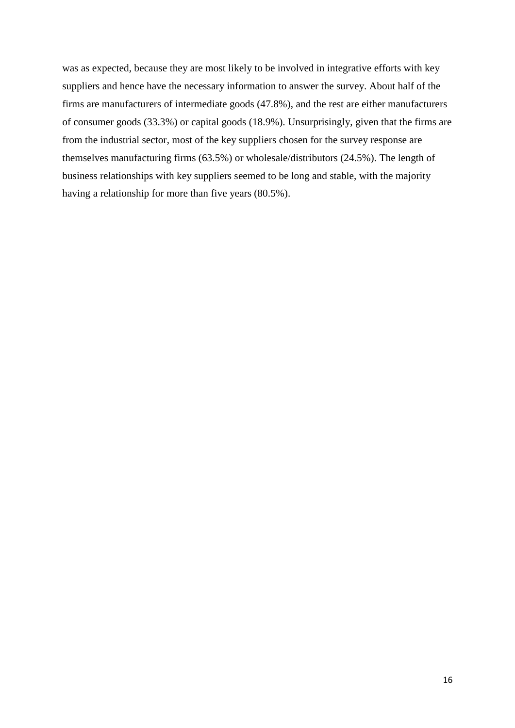was as expected, because they are most likely to be involved in integrative efforts with key suppliers and hence have the necessary information to answer the survey. About half of the firms are manufacturers of intermediate goods (47.8%), and the rest are either manufacturers of consumer goods (33.3%) or capital goods (18.9%). Unsurprisingly, given that the firms are from the industrial sector, most of the key suppliers chosen for the survey response are themselves manufacturing firms (63.5%) or wholesale/distributors (24.5%). The length of business relationships with key suppliers seemed to be long and stable, with the majority having a relationship for more than five years (80.5%).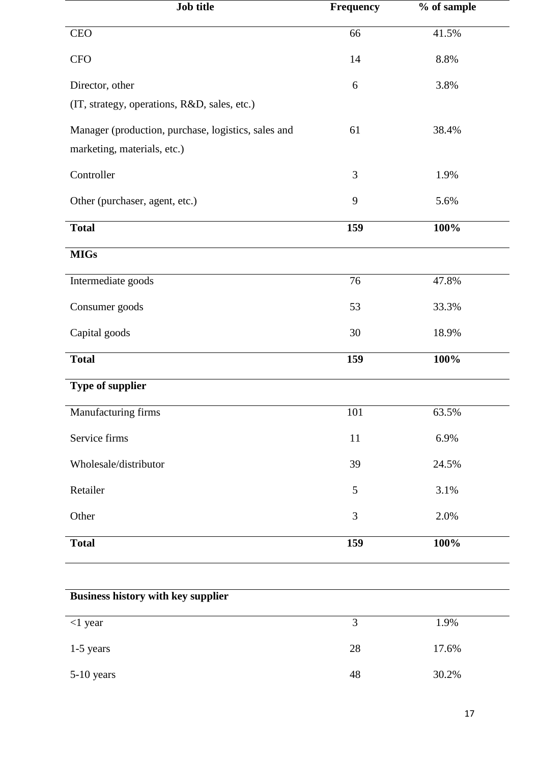| Job title | Frequency | % of sample |
|---|---|---|
| CEO | 66 | 41.5% |
| CFO | 14 | 8.8% |
| Director, other (IT, strategy, operations, R&D, sales, etc.) | 6 | 3.8% |
| Manager (production, purchase, logistics, sales and marketing, materials, etc.) | 61 | 38.4% |
| Controller | 3 | 1.9% |
| Other (purchaser, agent, etc.) | 9 | 5.6% |
| **Total** | **159** | **100%** |
| **MIGs** | | |
| Intermediate goods | 76 | 47.8% |
| Consumer goods | 53 | 33.3% |
| Capital goods | 30 | 18.9% |
| **Total** | **159** | **100%** |
| **Type of supplier** | | |
| Manufacturing firms | 101 | 63.5% |
| Service firms | 11 | 6.9% |
| Wholesale/distributor | 39 | 24.5% |
| Retailer | 5 | 3.1% |
| Other | 3 | 2.0% |
| **Total** | **159** | **100%** |
| | | |
| **Business history with key supplier** | | |
| <1 year | 3 | 1.9% |
| 1-5 years | 28 | 17.6% |
| 5-10 years | 48 | 30.2% |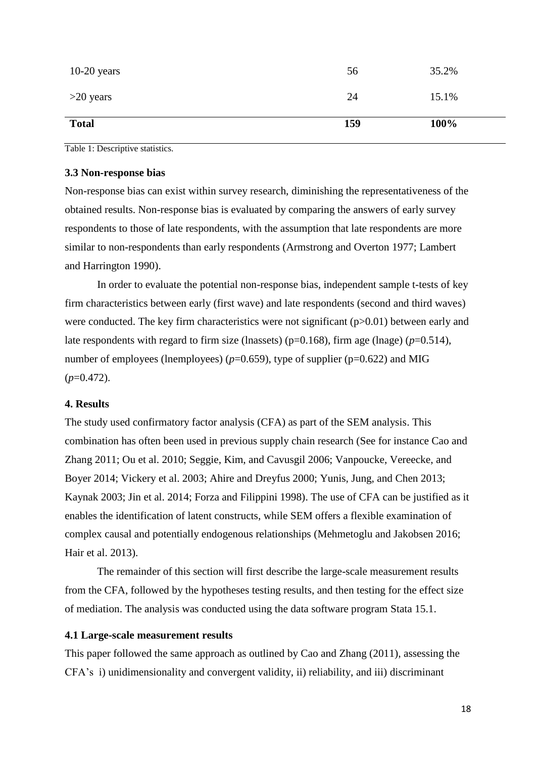| | | |
|---|---|---|
| 10-20 years | 56 | 35.2% |
| >20 years | 24 | 15.1% |
| **Total** | **159** | **100%** |

Table 1: Descriptive statistics.

### 3.3 Non-response bias

Non-response bias can exist within survey research, diminishing the representativeness of the obtained results. Non-response bias is evaluated by comparing the answers of early survey respondents to those of late respondents, with the assumption that late respondents are more similar to non-respondents than early respondents (Armstrong and Overton 1977; Lambert and Harrington 1990).

In order to evaluate the potential non-response bias, independent sample t-tests of key firm characteristics between early (first wave) and late respondents (second and third waves) were conducted. The key firm characteristics were not significant ($p>0.01$) between early and late respondents with regard to firm size (lnassets) ($p=0.168$), firm age (lnage) ($p=0.514$), number of employees (lnemployees) ($p=0.659$), type of supplier ($p=0.622$) and MIG ($p=0.472$).

## 4. Results

The study used confirmatory factor analysis (CFA) as part of the SEM analysis. This combination has often been used in previous supply chain research (See for instance Cao and Zhang 2011; Ou et al. 2010; Seggie, Kim, and Cavusgil 2006; Vanpoucke, Vereecke, and Boyer 2014; Vickery et al. 2003; Ahire and Dreyfus 2000; Yunis, Jung, and Chen 2013; Kaynak 2003; Jin et al. 2014; Forza and Filippini 1998). The use of CFA can be justified as it enables the identification of latent constructs, while SEM offers a flexible examination of complex causal and potentially endogenous relationships (Mehmetoglu and Jakobsen 2016; Hair et al. 2013).

The remainder of this section will first describe the large-scale measurement results from the CFA, followed by the hypotheses testing results, and then testing for the effect size of mediation. The analysis was conducted using the data software program Stata 15.1.

### 4.1 Large-scale measurement results

This paper followed the same approach as outlined by Cao and Zhang (2011), assessing the CFA's i) unidimensionality and convergent validity, ii) reliability, and iii) discriminant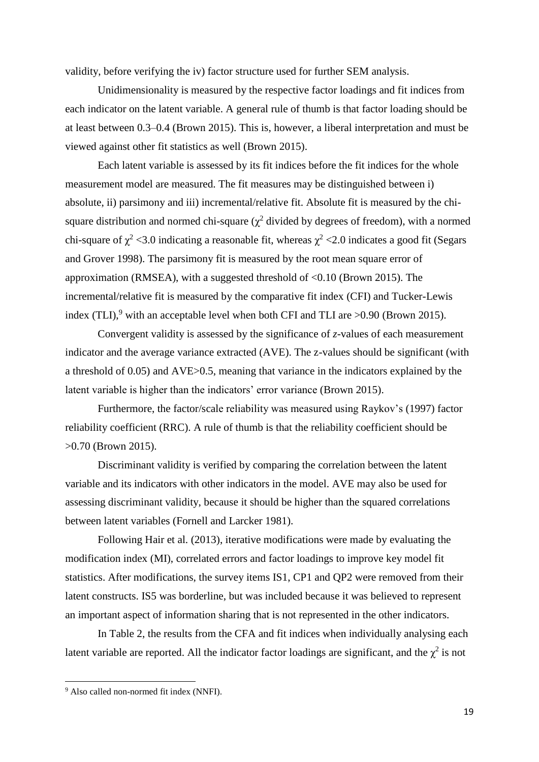validity, before verifying the iv) factor structure used for further SEM analysis.

Unidimensionality is measured by the respective factor loadings and fit indices from each indicator on the latent variable. A general rule of thumb is that factor loading should be at least between 0.3–0.4 (Brown 2015). This is, however, a liberal interpretation and must be viewed against other fit statistics as well (Brown 2015).

Each latent variable is assessed by its fit indices before the fit indices for the whole measurement model are measured. The fit measures may be distinguished between i) absolute, ii) parsimony and iii) incremental/relative fit. Absolute fit is measured by the chi-square distribution and normed chi-square ($\chi^2$ divided by degrees of freedom), with a normed chi-square of $\chi^2 < 3.0$ indicating a reasonable fit, whereas $\chi^2 < 2.0$ indicates a good fit (Segars and Grover 1998). The parsimony fit is measured by the root mean square error of approximation (RMSEA), with a suggested threshold of <0.10 (Brown 2015). The incremental/relative fit is measured by the comparative fit index (CFI) and Tucker-Lewis index (TLI),[9] with an acceptable level when both CFI and TLI are >0.90 (Brown 2015).

Convergent validity is assessed by the significance of *z*-values of each measurement indicator and the average variance extracted (AVE). The z-values should be significant (with a threshold of 0.05) and AVE>0.5, meaning that variance in the indicators explained by the latent variable is higher than the indicators' error variance (Brown 2015).

Furthermore, the factor/scale reliability was measured using Raykov's (1997) factor reliability coefficient (RRC). A rule of thumb is that the reliability coefficient should be >0.70 (Brown 2015).

Discriminant validity is verified by comparing the correlation between the latent variable and its indicators with other indicators in the model. AVE may also be used for assessing discriminant validity, because it should be higher than the squared correlations between latent variables (Fornell and Larcker 1981).

Following Hair et al. (2013), iterative modifications were made by evaluating the modification index (MI), correlated errors and factor loadings to improve key model fit statistics. After modifications, the survey items IS1, CP1 and QP2 were removed from their latent constructs. IS5 was borderline, but was included because it was believed to represent an important aspect of information sharing that is not represented in the other indicators.

In Table 2, the results from the CFA and fit indices when individually analysing each latent variable are reported. All the indicator factor loadings are significant, and the $\chi^2$ is not

[9] Also called non-normed fit index (NNFI).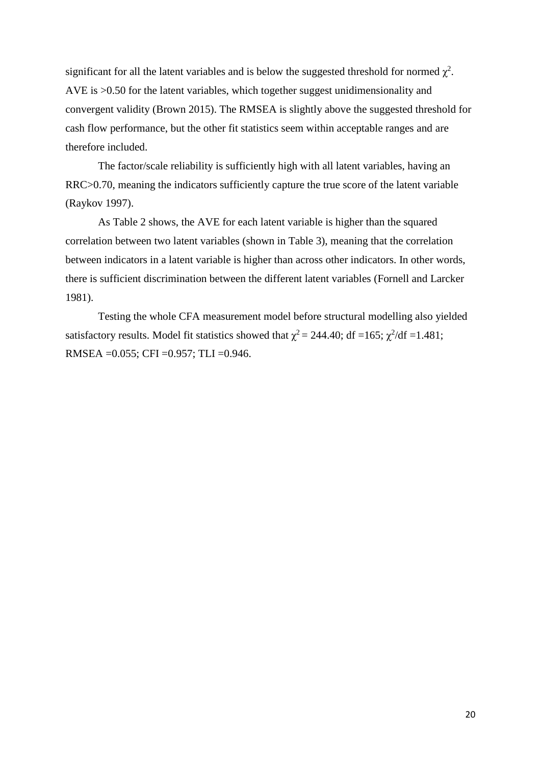significant for all the latent variables and is below the suggested threshold for normed $\chi^2$. AVE is >0.50 for the latent variables, which together suggest unidimensionality and convergent validity (Brown 2015). The RMSEA is slightly above the suggested threshold for cash flow performance, but the other fit statistics seem within acceptable ranges and are therefore included.

The factor/scale reliability is sufficiently high with all latent variables, having an RRC>0.70, meaning the indicators sufficiently capture the true score of the latent variable (Raykov 1997).

As Table 2 shows, the AVE for each latent variable is higher than the squared correlation between two latent variables (shown in Table 3), meaning that the correlation between indicators in a latent variable is higher than across other indicators. In other words, there is sufficient discrimination between the different latent variables (Fornell and Larcker 1981).

Testing the whole CFA measurement model before structural modelling also yielded satisfactory results. Model fit statistics showed that $\chi^2 = 244.40$; df =165; $\chi^2$/df =1.481; RMSEA =0.055; CFI =0.957; TLI =0.946.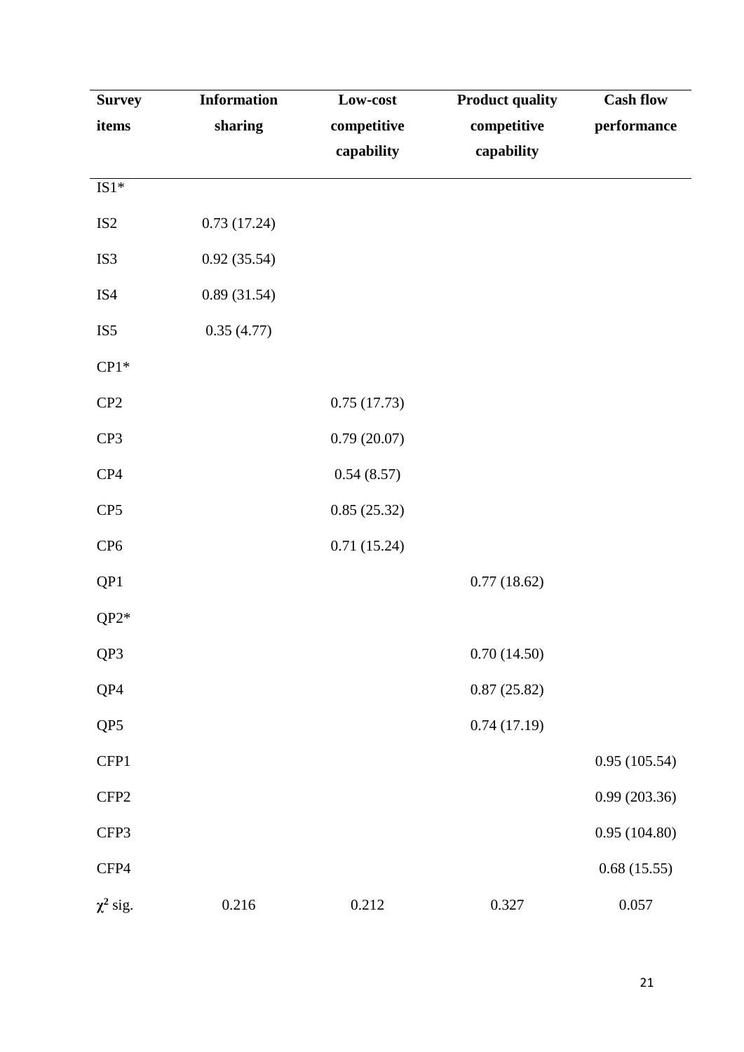| Survey items | Information sharing | Low-cost competitive capability | Product quality competitive capability | Cash flow performance |
|---|---|---|---|---|
| IS1* | | | | |
| IS2 | 0.73 (17.24) | | | |
| IS3 | 0.92 (35.54) | | | |
| IS4 | 0.89 (31.54) | | | |
| IS5 | 0.35 (4.77) | | | |
| CP1* | | | | |
| CP2 | | 0.75 (17.73) | | |
| CP3 | | 0.79 (20.07) | | |
| CP4 | | 0.54 (8.57) | | |
| CP5 | | 0.85 (25.32) | | |
| CP6 | | 0.71 (15.24) | | |
| QP1 | | | 0.77 (18.62) | |
| QP2* | | | | |
| QP3 | | | 0.70 (14.50) | |
| QP4 | | | 0.87 (25.82) | |
| QP5 | | | 0.74 (17.19) | |
| CFP1 | | | | 0.95 (105.54) |
| CFP2 | | | | 0.99 (203.36) |
| CFP3 | | | | 0.95 (104.80) |
| CFP4 | | | | 0.68 (15.55) |
| $\chi^2$ sig. | 0.216 | 0.212 | 0.327 | 0.057 |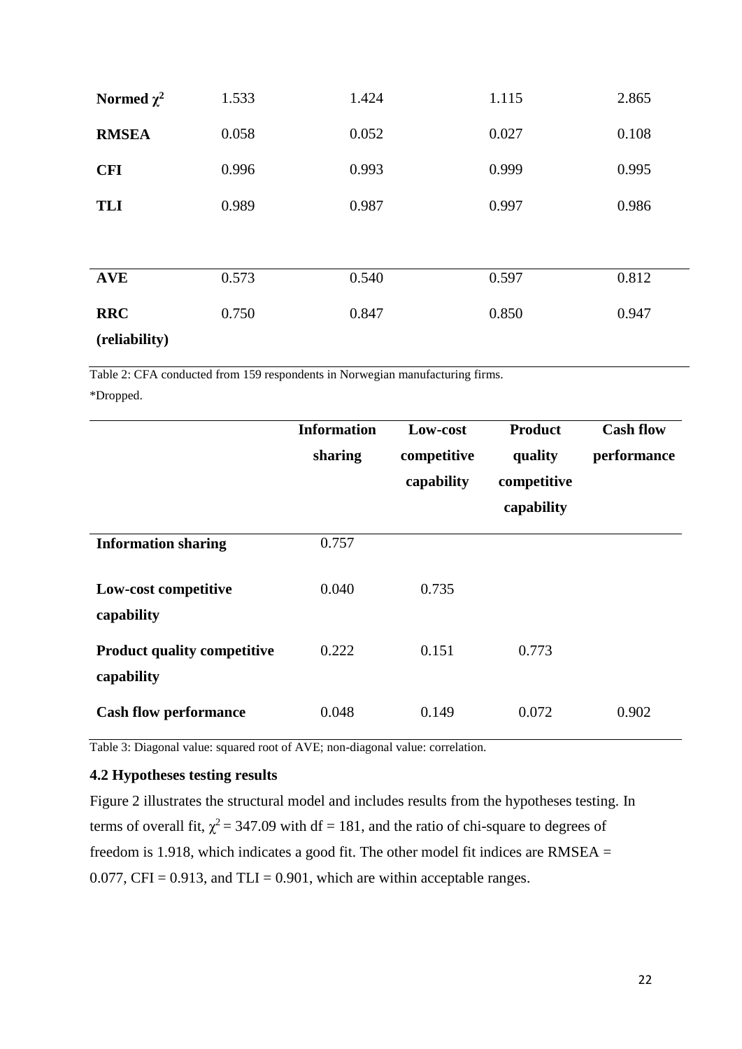| | | | | |
|---|---|---|---|---|
| **Normed $\chi^2$** | 1.533 | 1.424 | 1.115 | 2.865 |
| **RMSEA** | 0.058 | 0.052 | 0.027 | 0.108 |
| **CFI** | 0.996 | 0.993 | 0.999 | 0.995 |
| **TLI** | 0.989 | 0.987 | 0.997 | 0.986 |
| **AVE** | 0.573 | 0.540 | 0.597 | 0.812 |
| **RRC (reliability)** | 0.750 | 0.847 | 0.850 | 0.947 |

Table 2: CFA conducted from 159 respondents in Norwegian manufacturing firms.

*Dropped.

| | **Information sharing** | **Low-cost competitive capability** | **Product quality competitive capability** | **Cash flow performance** |
|---|---|---|---|---|
| **Information sharing** | 0.757 | | | |
| **Low-cost competitive capability** | 0.040 | 0.735 | | |
| **Product quality competitive capability** | 0.222 | 0.151 | 0.773 | |
| **Cash flow performance** | 0.048 | 0.149 | 0.072 | 0.902 |

Table 3: Diagonal value: squared root of AVE; non-diagonal value: correlation.

### 4.2 Hypotheses testing results

Figure 2 illustrates the structural model and includes results from the hypotheses testing. In terms of overall fit, $\chi^2 = 347.09$ with df = 181, and the ratio of chi-square to degrees of freedom is 1.918, which indicates a good fit. The other model fit indices are RMSEA = 0.077, CFI = 0.913, and TLI = 0.901, which are within acceptable ranges.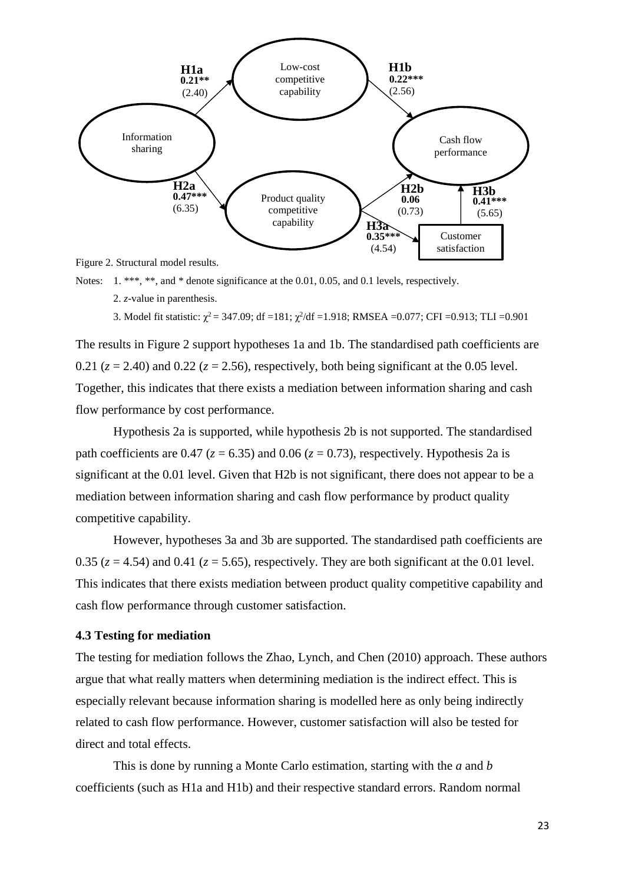Figure 2. Structural model results.

Notes: 1. ***, **, and * denote significance at the 0.01, 0.05, and 0.1 levels, respectively.

2. *z*-value in parenthesis.

3. Model fit statistic: $\chi^2 = 347.09$; df =181; $\chi^2/df = 1.918$; RMSEA =0.077; CFI =0.913; TLI =0.901

The results in Figure 2 support hypotheses 1a and 1b. The standardised path coefficients are 0.21 ($z = 2.40$) and 0.22 ($z = 2.56$), respectively, both being significant at the 0.05 level. Together, this indicates that there exists a mediation between information sharing and cash flow performance by cost performance.

Hypothesis 2a is supported, while hypothesis 2b is not supported. The standardised path coefficients are 0.47 ($z = 6.35$) and 0.06 ($z = 0.73$), respectively. Hypothesis 2a is significant at the 0.01 level. Given that H2b is not significant, there does not appear to be a mediation between information sharing and cash flow performance by product quality competitive capability.

However, hypotheses 3a and 3b are supported. The standardised path coefficients are 0.35 ($z = 4.54$) and 0.41 ($z = 5.65$), respectively. They are both significant at the 0.01 level. This indicates that there exists mediation between product quality competitive capability and cash flow performance through customer satisfaction.

### 4.3 Testing for mediation

The testing for mediation follows the Zhao, Lynch, and Chen (2010) approach. These authors argue that what really matters when determining mediation is the indirect effect. This is especially relevant because information sharing is modelled here as only being indirectly related to cash flow performance. However, customer satisfaction will also be tested for direct and total effects.

This is done by running a Monte Carlo estimation, starting with the *a* and *b* coefficients (such as H1a and H1b) and their respective standard errors. Random normal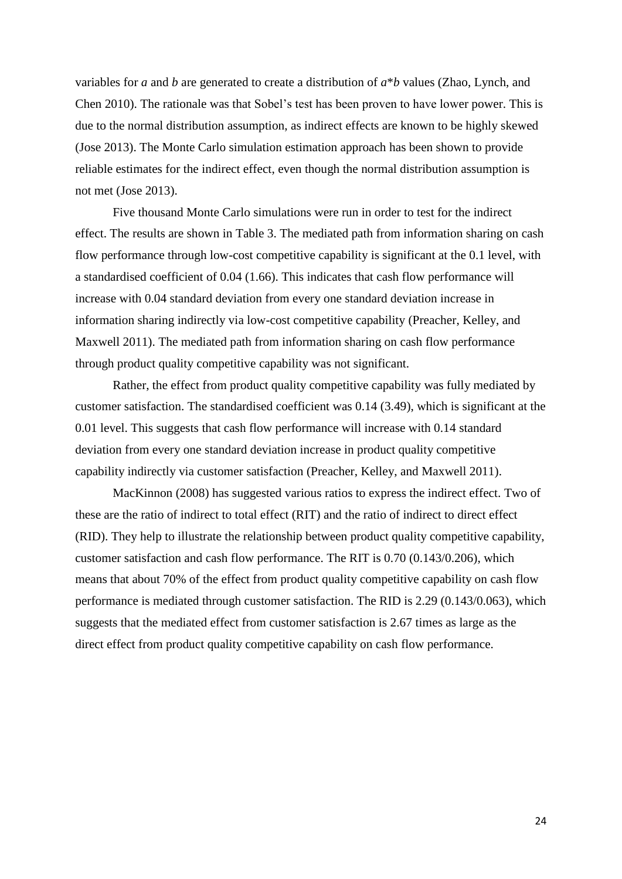variables for *a* and *b* are generated to create a distribution of *a*\**b* values (Zhao, Lynch, and Chen 2010). The rationale was that Sobel's test has been proven to have lower power. This is due to the normal distribution assumption, as indirect effects are known to be highly skewed (Jose 2013). The Monte Carlo simulation estimation approach has been shown to provide reliable estimates for the indirect effect, even though the normal distribution assumption is not met (Jose 2013).

Five thousand Monte Carlo simulations were run in order to test for the indirect effect. The results are shown in Table 3. The mediated path from information sharing on cash flow performance through low-cost competitive capability is significant at the 0.1 level, with a standardised coefficient of 0.04 (1.66). This indicates that cash flow performance will increase with 0.04 standard deviation from every one standard deviation increase in information sharing indirectly via low-cost competitive capability (Preacher, Kelley, and Maxwell 2011). The mediated path from information sharing on cash flow performance through product quality competitive capability was not significant.

Rather, the effect from product quality competitive capability was fully mediated by customer satisfaction. The standardised coefficient was 0.14 (3.49), which is significant at the 0.01 level. This suggests that cash flow performance will increase with 0.14 standard deviation from every one standard deviation increase in product quality competitive capability indirectly via customer satisfaction (Preacher, Kelley, and Maxwell 2011).

MacKinnon (2008) has suggested various ratios to express the indirect effect. Two of these are the ratio of indirect to total effect (RIT) and the ratio of indirect to direct effect (RID). They help to illustrate the relationship between product quality competitive capability, customer satisfaction and cash flow performance. The RIT is 0.70 (0.143/0.206), which means that about 70% of the effect from product quality competitive capability on cash flow performance is mediated through customer satisfaction. The RID is 2.29 (0.143/0.063), which suggests that the mediated effect from customer satisfaction is 2.67 times as large as the direct effect from product quality competitive capability on cash flow performance.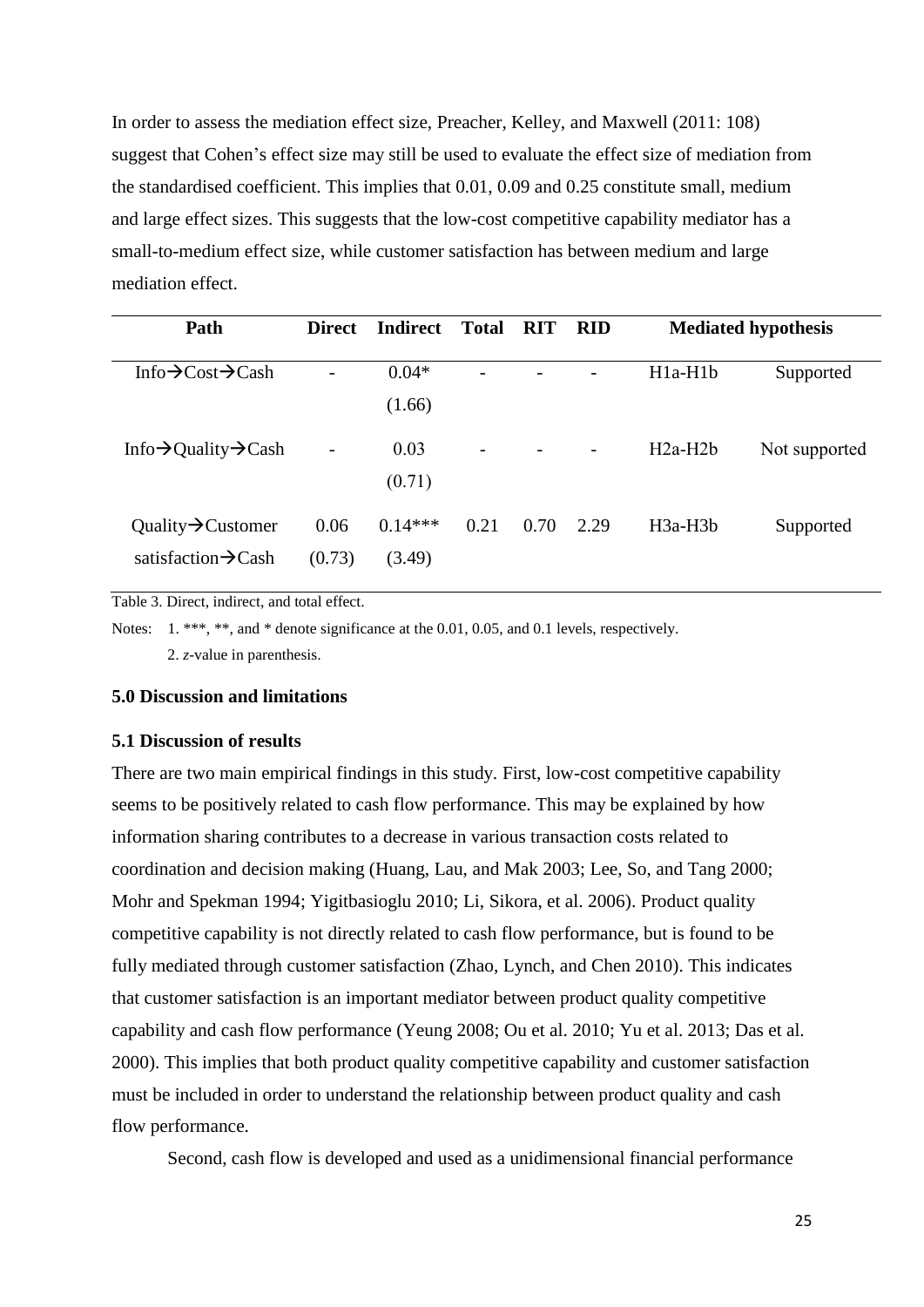In order to assess the mediation effect size, Preacher, Kelley, and Maxwell (2011: 108) suggest that Cohen's effect size may still be used to evaluate the effect size of mediation from the standardised coefficient. This implies that 0.01, 0.09 and 0.25 constitute small, medium and large effect sizes. This suggests that the low-cost competitive capability mediator has a small-to-medium effect size, while customer satisfaction has between medium and large mediation effect.

| Path | Direct | Indirect | Total | RIT | RID | Mediated hypothesis | |
|---|---|---|---|---|---|---|---|
| Info→Cost→Cash | - | 0.04* (1.66) | - | - | - | H1a-H1b | Supported |
| Info→Quality→Cash | - | 0.03 (0.71) | - | - | - | H2a-H2b | Not supported |
| Quality→Customer satisfaction→Cash | 0.06 (0.73) | 0.14*** (3.49) | 0.21 | 0.70 | 2.29 | H3a-H3b | Supported |

Table 3. Direct, indirect, and total effect.

Notes: 1. ***, **, and * denote significance at the 0.01, 0.05, and 0.1 levels, respectively.
2. *z*-value in parenthesis.

## 5.0 Discussion and limitations

### 5.1 Discussion of results

There are two main empirical findings in this study. First, low-cost competitive capability seems to be positively related to cash flow performance. This may be explained by how information sharing contributes to a decrease in various transaction costs related to coordination and decision making (Huang, Lau, and Mak 2003; Lee, So, and Tang 2000; Mohr and Spekman 1994; Yigitbasioglu 2010; Li, Sikora, et al. 2006). Product quality competitive capability is not directly related to cash flow performance, but is found to be fully mediated through customer satisfaction (Zhao, Lynch, and Chen 2010). This indicates that customer satisfaction is an important mediator between product quality competitive capability and cash flow performance (Yeung 2008; Ou et al. 2010; Yu et al. 2013; Das et al. 2000). This implies that both product quality competitive capability and customer satisfaction must be included in order to understand the relationship between product quality and cash flow performance.

Second, cash flow is developed and used as a unidimensional financial performance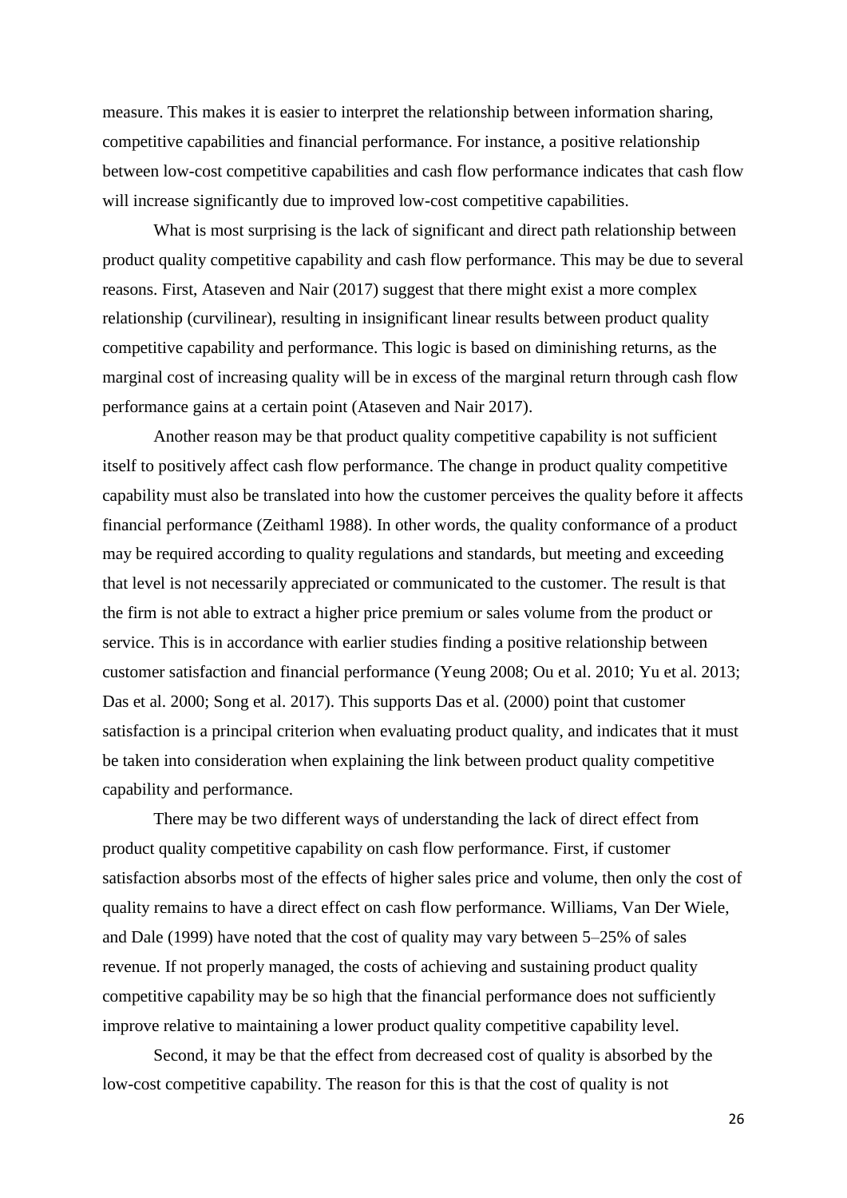measure. This makes it is easier to interpret the relationship between information sharing, competitive capabilities and financial performance. For instance, a positive relationship between low-cost competitive capabilities and cash flow performance indicates that cash flow will increase significantly due to improved low-cost competitive capabilities.

What is most surprising is the lack of significant and direct path relationship between product quality competitive capability and cash flow performance. This may be due to several reasons. First, Ataseven and Nair (2017) suggest that there might exist a more complex relationship (curvilinear), resulting in insignificant linear results between product quality competitive capability and performance. This logic is based on diminishing returns, as the marginal cost of increasing quality will be in excess of the marginal return through cash flow performance gains at a certain point (Ataseven and Nair 2017).

Another reason may be that product quality competitive capability is not sufficient itself to positively affect cash flow performance. The change in product quality competitive capability must also be translated into how the customer perceives the quality before it affects financial performance (Zeithaml 1988). In other words, the quality conformance of a product may be required according to quality regulations and standards, but meeting and exceeding that level is not necessarily appreciated or communicated to the customer. The result is that the firm is not able to extract a higher price premium or sales volume from the product or service. This is in accordance with earlier studies finding a positive relationship between customer satisfaction and financial performance (Yeung 2008; Ou et al. 2010; Yu et al. 2013; Das et al. 2000; Song et al. 2017). This supports Das et al. (2000) point that customer satisfaction is a principal criterion when evaluating product quality, and indicates that it must be taken into consideration when explaining the link between product quality competitive capability and performance.

There may be two different ways of understanding the lack of direct effect from product quality competitive capability on cash flow performance. First, if customer satisfaction absorbs most of the effects of higher sales price and volume, then only the cost of quality remains to have a direct effect on cash flow performance. Williams, Van Der Wiele, and Dale (1999) have noted that the cost of quality may vary between 5–25% of sales revenue. If not properly managed, the costs of achieving and sustaining product quality competitive capability may be so high that the financial performance does not sufficiently improve relative to maintaining a lower product quality competitive capability level.

Second, it may be that the effect from decreased cost of quality is absorbed by the low-cost competitive capability. The reason for this is that the cost of quality is not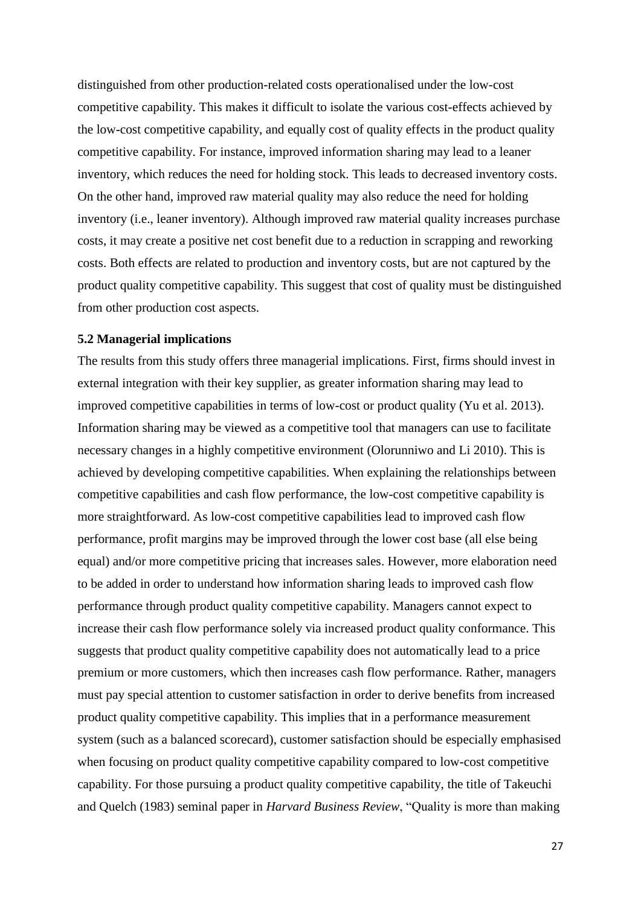distinguished from other production-related costs operationalised under the low-cost competitive capability. This makes it difficult to isolate the various cost-effects achieved by the low-cost competitive capability, and equally cost of quality effects in the product quality competitive capability. For instance, improved information sharing may lead to a leaner inventory, which reduces the need for holding stock. This leads to decreased inventory costs. On the other hand, improved raw material quality may also reduce the need for holding inventory (i.e., leaner inventory). Although improved raw material quality increases purchase costs, it may create a positive net cost benefit due to a reduction in scrapping and reworking costs. Both effects are related to production and inventory costs, but are not captured by the product quality competitive capability. This suggest that cost of quality must be distinguished from other production cost aspects.

### 5.2 Managerial implications

The results from this study offers three managerial implications. First, firms should invest in external integration with their key supplier, as greater information sharing may lead to improved competitive capabilities in terms of low-cost or product quality (Yu et al. 2013). Information sharing may be viewed as a competitive tool that managers can use to facilitate necessary changes in a highly competitive environment (Olorunniwo and Li 2010). This is achieved by developing competitive capabilities. When explaining the relationships between competitive capabilities and cash flow performance, the low-cost competitive capability is more straightforward. As low-cost competitive capabilities lead to improved cash flow performance, profit margins may be improved through the lower cost base (all else being equal) and/or more competitive pricing that increases sales. However, more elaboration need to be added in order to understand how information sharing leads to improved cash flow performance through product quality competitive capability. Managers cannot expect to increase their cash flow performance solely via increased product quality conformance. This suggests that product quality competitive capability does not automatically lead to a price premium or more customers, which then increases cash flow performance. Rather, managers must pay special attention to customer satisfaction in order to derive benefits from increased product quality competitive capability. This implies that in a performance measurement system (such as a balanced scorecard), customer satisfaction should be especially emphasised when focusing on product quality competitive capability compared to low-cost competitive capability. For those pursuing a product quality competitive capability, the title of Takeuchi and Quelch (1983) seminal paper in *Harvard Business Review*, "Quality is more than making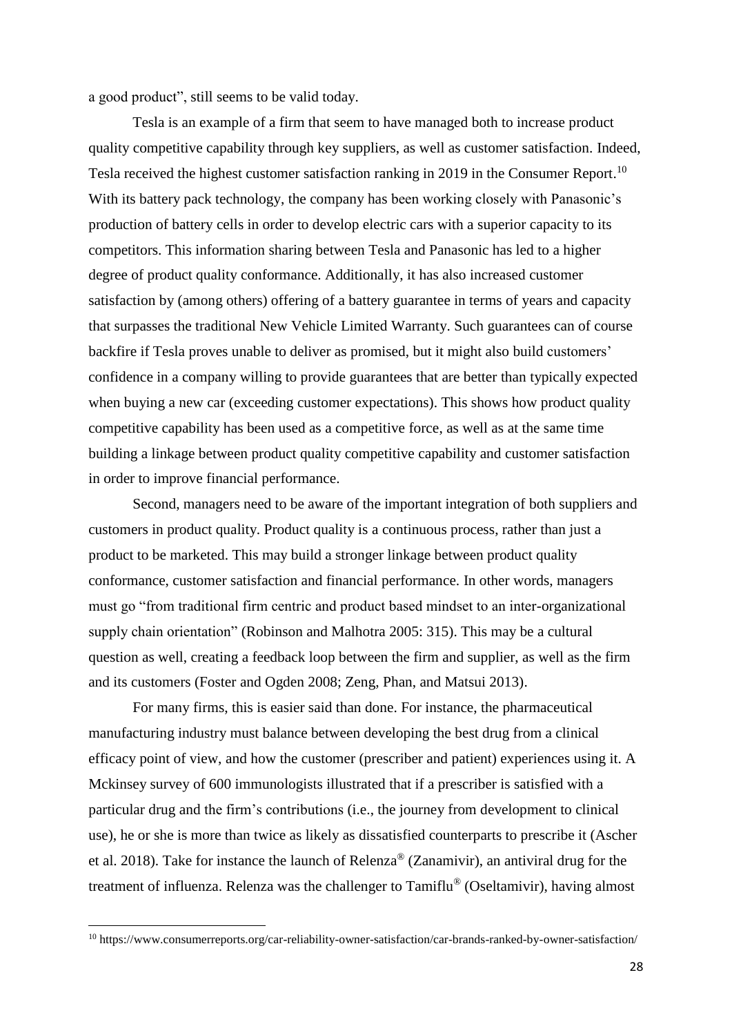a good product", still seems to be valid today.

Tesla is an example of a firm that seem to have managed both to increase product quality competitive capability through key suppliers, as well as customer satisfaction. Indeed, Tesla received the highest customer satisfaction ranking in 2019 in the Consumer Report.[10] With its battery pack technology, the company has been working closely with Panasonic's production of battery cells in order to develop electric cars with a superior capacity to its competitors. This information sharing between Tesla and Panasonic has led to a higher degree of product quality conformance. Additionally, it has also increased customer satisfaction by (among others) offering of a battery guarantee in terms of years and capacity that surpasses the traditional New Vehicle Limited Warranty. Such guarantees can of course backfire if Tesla proves unable to deliver as promised, but it might also build customers' confidence in a company willing to provide guarantees that are better than typically expected when buying a new car (exceeding customer expectations). This shows how product quality competitive capability has been used as a competitive force, as well as at the same time building a linkage between product quality competitive capability and customer satisfaction in order to improve financial performance.

Second, managers need to be aware of the important integration of both suppliers and customers in product quality. Product quality is a continuous process, rather than just a product to be marketed. This may build a stronger linkage between product quality conformance, customer satisfaction and financial performance. In other words, managers must go "from traditional firm centric and product based mindset to an inter-organizational supply chain orientation" (Robinson and Malhotra 2005: 315). This may be a cultural question as well, creating a feedback loop between the firm and supplier, as well as the firm and its customers (Foster and Ogden 2008; Zeng, Phan, and Matsui 2013).

For many firms, this is easier said than done. For instance, the pharmaceutical manufacturing industry must balance between developing the best drug from a clinical efficacy point of view, and how the customer (prescriber and patient) experiences using it. A Mckinsey survey of 600 immunologists illustrated that if a prescriber is satisfied with a particular drug and the firm's contributions (i.e., the journey from development to clinical use), he or she is more than twice as likely as dissatisfied counterparts to prescribe it (Ascher et al. 2018). Take for instance the launch of Relenza® (Zanamivir), an antiviral drug for the treatment of influenza. Relenza was the challenger to Tamiflu® (Oseltamivir), having almost

[10] https://www.consumerreports.org/car-reliability-owner-satisfaction/car-brands-ranked-by-owner-satisfaction/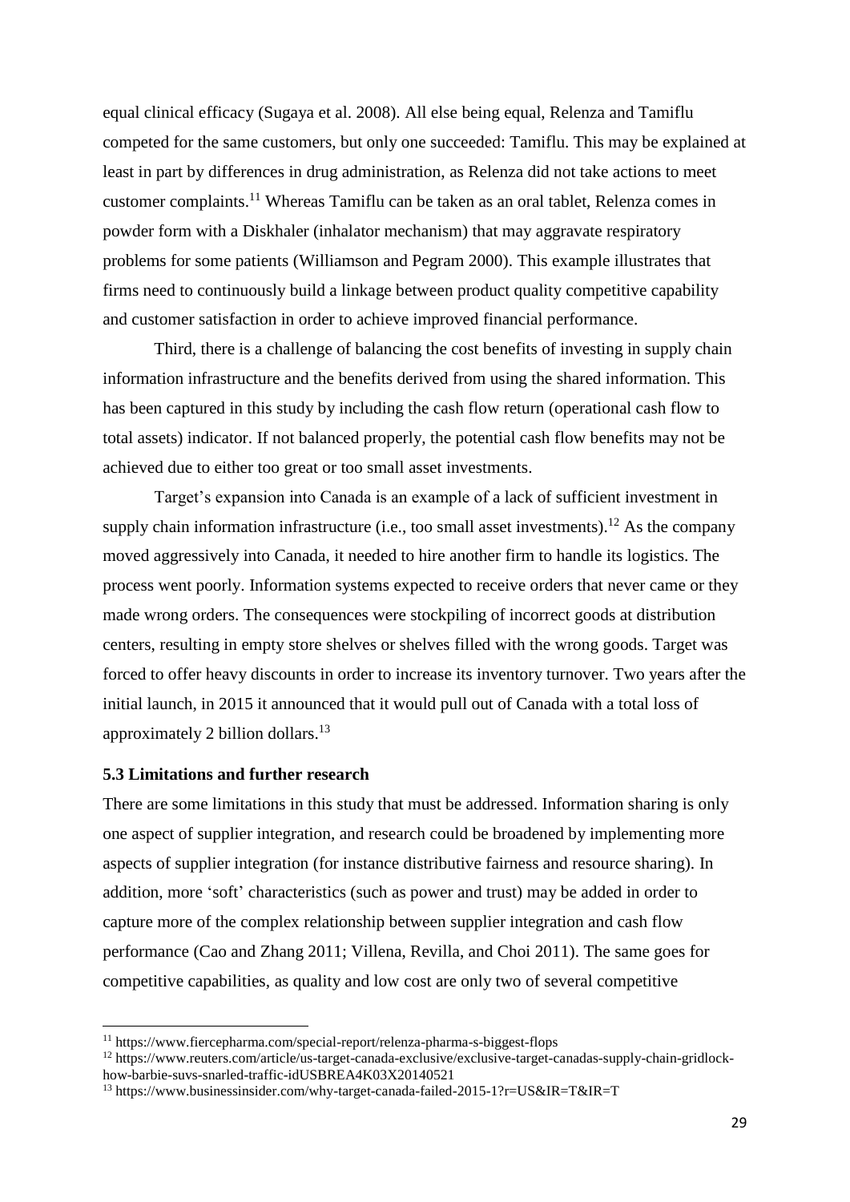equal clinical efficacy (Sugaya et al. 2008). All else being equal, Relenza and Tamiflu competed for the same customers, but only one succeeded: Tamiflu. This may be explained at least in part by differences in drug administration, as Relenza did not take actions to meet customer complaints.[11] Whereas Tamiflu can be taken as an oral tablet, Relenza comes in powder form with a Diskhaler (inhalator mechanism) that may aggravate respiratory problems for some patients (Williamson and Pegram 2000). This example illustrates that firms need to continuously build a linkage between product quality competitive capability and customer satisfaction in order to achieve improved financial performance.

Third, there is a challenge of balancing the cost benefits of investing in supply chain information infrastructure and the benefits derived from using the shared information. This has been captured in this study by including the cash flow return (operational cash flow to total assets) indicator. If not balanced properly, the potential cash flow benefits may not be achieved due to either too great or too small asset investments.

Target's expansion into Canada is an example of a lack of sufficient investment in supply chain information infrastructure (i.e., too small asset investments).[12] As the company moved aggressively into Canada, it needed to hire another firm to handle its logistics. The process went poorly. Information systems expected to receive orders that never came or they made wrong orders. The consequences were stockpiling of incorrect goods at distribution centers, resulting in empty store shelves or shelves filled with the wrong goods. Target was forced to offer heavy discounts in order to increase its inventory turnover. Two years after the initial launch, in 2015 it announced that it would pull out of Canada with a total loss of approximately 2 billion dollars.[13]

### 5.3 Limitations and further research

There are some limitations in this study that must be addressed. Information sharing is only one aspect of supplier integration, and research could be broadened by implementing more aspects of supplier integration (for instance distributive fairness and resource sharing). In addition, more 'soft' characteristics (such as power and trust) may be added in order to capture more of the complex relationship between supplier integration and cash flow performance (Cao and Zhang 2011; Villena, Revilla, and Choi 2011). The same goes for competitive capabilities, as quality and low cost are only two of several competitive

---

[11] https://www.fiercepharma.com/special-report/relenza-pharma-s-biggest-flops

[12] https://www.reuters.com/article/us-target-canada-exclusive/exclusive-target-canadas-supply-chain-gridlock-how-barbie-suvs-snarled-traffic-idUSBREA4K03X20140521

[13] https://www.businessinsider.com/why-target-canada-failed-2015-1?r=US&IR=T&IR=T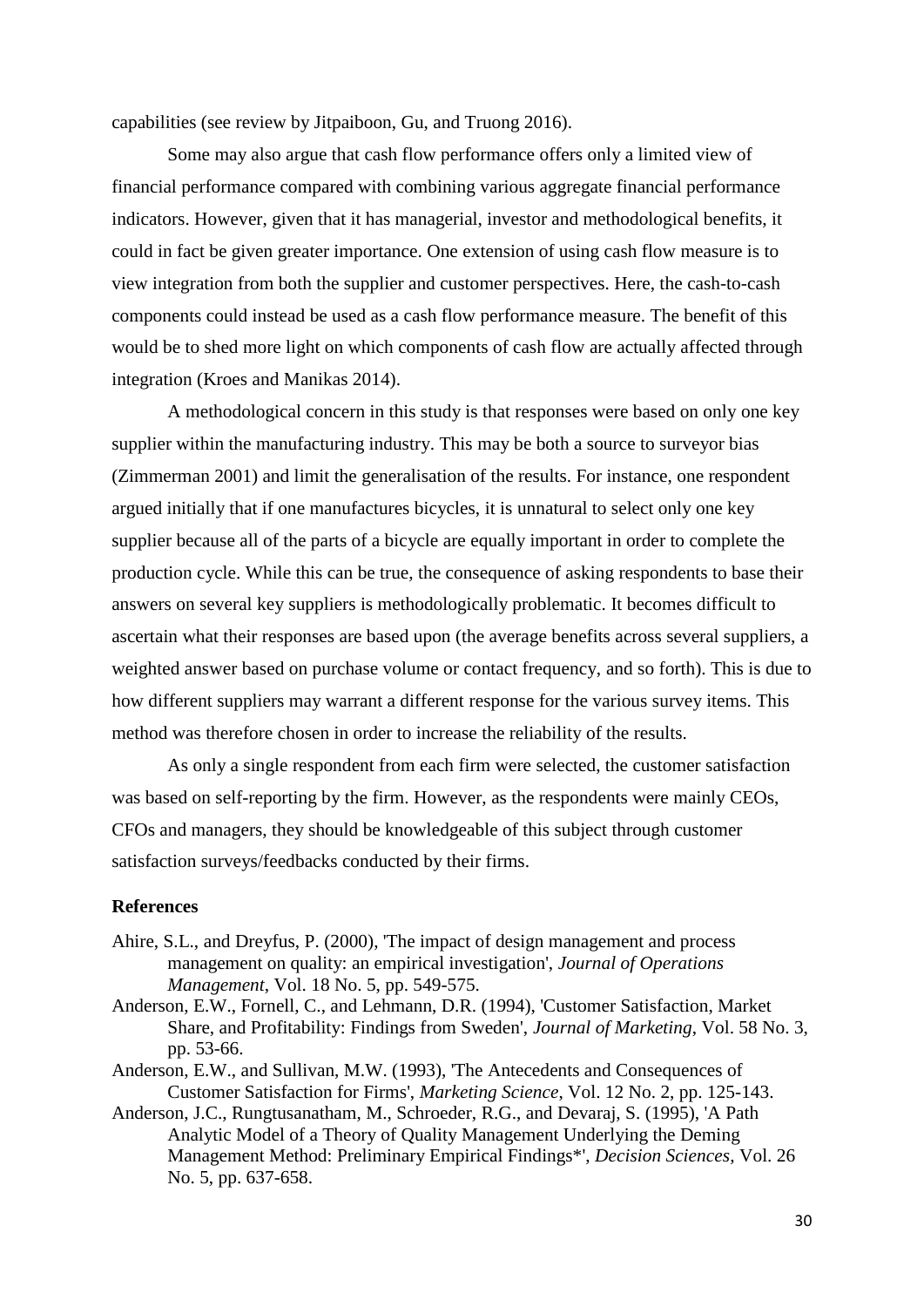capabilities (see review by Jitpaiboon, Gu, and Truong 2016).

Some may also argue that cash flow performance offers only a limited view of financial performance compared with combining various aggregate financial performance indicators. However, given that it has managerial, investor and methodological benefits, it could in fact be given greater importance. One extension of using cash flow measure is to view integration from both the supplier and customer perspectives. Here, the cash-to-cash components could instead be used as a cash flow performance measure. The benefit of this would be to shed more light on which components of cash flow are actually affected through integration (Kroes and Manikas 2014).

A methodological concern in this study is that responses were based on only one key supplier within the manufacturing industry. This may be both a source to surveyor bias (Zimmerman 2001) and limit the generalisation of the results. For instance, one respondent argued initially that if one manufactures bicycles, it is unnatural to select only one key supplier because all of the parts of a bicycle are equally important in order to complete the production cycle. While this can be true, the consequence of asking respondents to base their answers on several key suppliers is methodologically problematic. It becomes difficult to ascertain what their responses are based upon (the average benefits across several suppliers, a weighted answer based on purchase volume or contact frequency, and so forth). This is due to how different suppliers may warrant a different response for the various survey items. This method was therefore chosen in order to increase the reliability of the results.

As only a single respondent from each firm were selected, the customer satisfaction was based on self-reporting by the firm. However, as the respondents were mainly CEOs, CFOs and managers, they should be knowledgeable of this subject through customer satisfaction surveys/feedbacks conducted by their firms.

**References**

Ahire, S.L., and Dreyfus, P. (2000), 'The impact of design management and process management on quality: an empirical investigation', *Journal of Operations Management*, Vol. 18 No. 5, pp. 549-575.

Anderson, E.W., Fornell, C., and Lehmann, D.R. (1994), 'Customer Satisfaction, Market Share, and Profitability: Findings from Sweden', *Journal of Marketing*, Vol. 58 No. 3, pp. 53-66.

Anderson, E.W., and Sullivan, M.W. (1993), 'The Antecedents and Consequences of Customer Satisfaction for Firms', *Marketing Science*, Vol. 12 No. 2, pp. 125-143.

Anderson, J.C., Rungtusanatham, M., Schroeder, R.G., and Devaraj, S. (1995), 'A Path Analytic Model of a Theory of Quality Management Underlying the Deming Management Method: Preliminary Empirical Findings*', *Decision Sciences*, Vol. 26 No. 5, pp. 637-658.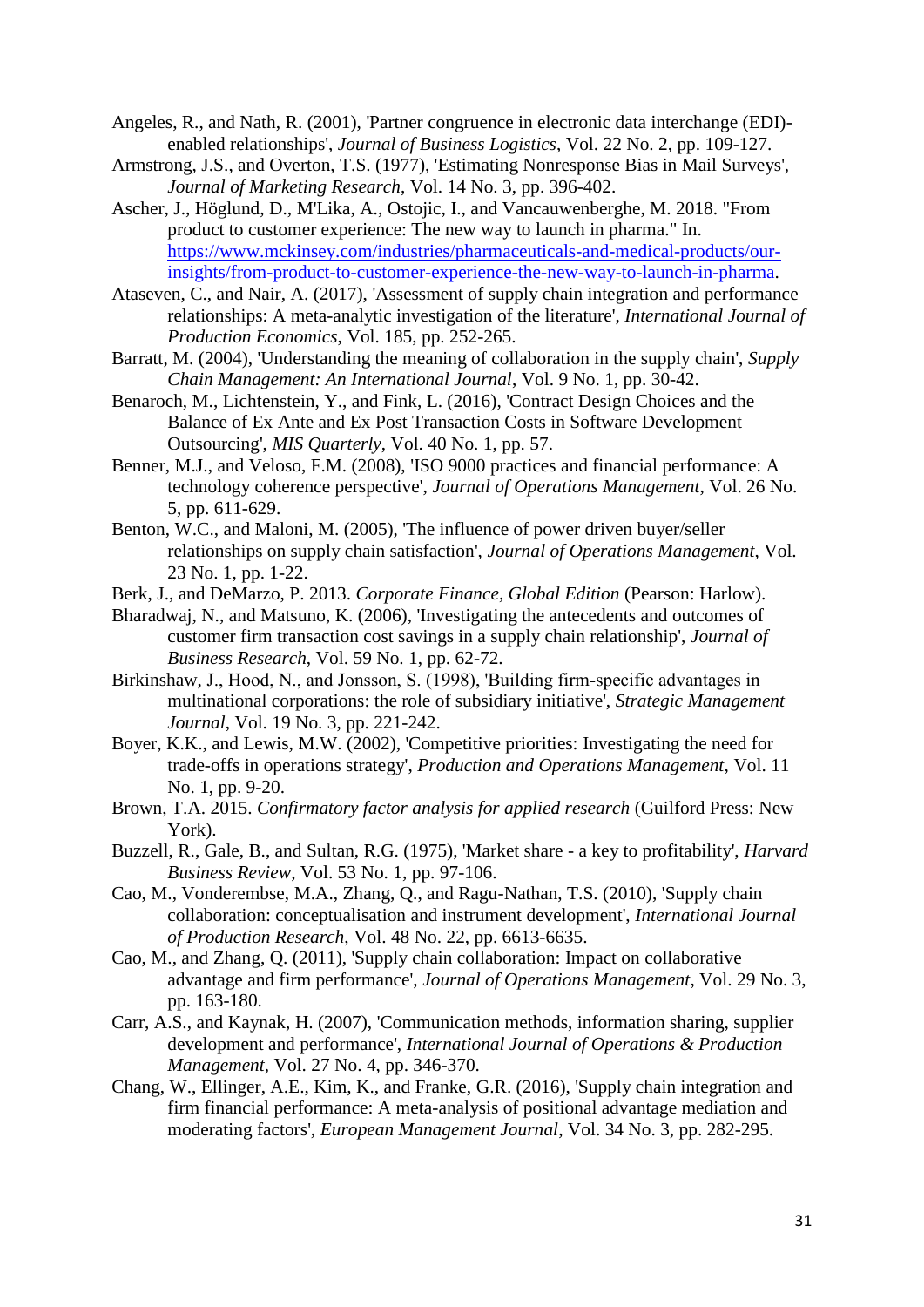Angeles, R., and Nath, R. (2001), 'Partner congruence in electronic data interchange (EDI)-enabled relationships', *Journal of Business Logistics*, Vol. 22 No. 2, pp. 109-127.

Armstrong, J.S., and Overton, T.S. (1977), 'Estimating Nonresponse Bias in Mail Surveys', *Journal of Marketing Research*, Vol. 14 No. 3, pp. 396-402.

Ascher, J., Höglund, D., M'Lika, A., Ostojic, I., and Vancauwenberghe, M. 2018. "From product to customer experience: The new way to launch in pharma." In. [https://www.mckinsey.com/industries/pharmaceuticals-and-medical-products/our-insights/from-product-to-customer-experience-the-new-way-to-launch-in-pharma](https://www.mckinsey.com/industries/pharmaceuticals-and-medical-products/our-insights/from-product-to-customer-experience-the-new-way-to-launch-in-pharma).

Ataseven, C., and Nair, A. (2017), 'Assessment of supply chain integration and performance relationships: A meta-analytic investigation of the literature', *International Journal of Production Economics*, Vol. 185, pp. 252-265.

Barratt, M. (2004), 'Understanding the meaning of collaboration in the supply chain', *Supply Chain Management: An International Journal*, Vol. 9 No. 1, pp. 30-42.

Benaroch, M., Lichtenstein, Y., and Fink, L. (2016), 'Contract Design Choices and the Balance of Ex Ante and Ex Post Transaction Costs in Software Development Outsourcing', *MIS Quarterly*, Vol. 40 No. 1, pp. 57.

Benner, M.J., and Veloso, F.M. (2008), 'ISO 9000 practices and financial performance: A technology coherence perspective', *Journal of Operations Management*, Vol. 26 No. 5, pp. 611-629.

Benton, W.C., and Maloni, M. (2005), 'The influence of power driven buyer/seller relationships on supply chain satisfaction', *Journal of Operations Management*, Vol. 23 No. 1, pp. 1-22.

Berk, J., and DeMarzo, P. 2013. *Corporate Finance, Global Edition* (Pearson: Harlow).

Bharadwaj, N., and Matsuno, K. (2006), 'Investigating the antecedents and outcomes of customer firm transaction cost savings in a supply chain relationship', *Journal of Business Research*, Vol. 59 No. 1, pp. 62-72.

Birkinshaw, J., Hood, N., and Jonsson, S. (1998), 'Building firm-specific advantages in multinational corporations: the role of subsidiary initiative', *Strategic Management Journal*, Vol. 19 No. 3, pp. 221-242.

Boyer, K.K., and Lewis, M.W. (2002), 'Competitive priorities: Investigating the need for trade-offs in operations strategy', *Production and Operations Management*, Vol. 11 No. 1, pp. 9-20.

Brown, T.A. 2015. *Confirmatory factor analysis for applied research* (Guilford Press: New York).

Buzzell, R., Gale, B., and Sultan, R.G. (1975), 'Market share - a key to profitability', *Harvard Business Review*, Vol. 53 No. 1, pp. 97-106.

Cao, M., Vonderembse, M.A., Zhang, Q., and Ragu-Nathan, T.S. (2010), 'Supply chain collaboration: conceptualisation and instrument development', *International Journal of Production Research*, Vol. 48 No. 22, pp. 6613-6635.

Cao, M., and Zhang, Q. (2011), 'Supply chain collaboration: Impact on collaborative advantage and firm performance', *Journal of Operations Management*, Vol. 29 No. 3, pp. 163-180.

Carr, A.S., and Kaynak, H. (2007), 'Communication methods, information sharing, supplier development and performance', *International Journal of Operations & Production Management*, Vol. 27 No. 4, pp. 346-370.

Chang, W., Ellinger, A.E., Kim, K., and Franke, G.R. (2016), 'Supply chain integration and firm financial performance: A meta-analysis of positional advantage mediation and moderating factors', *European Management Journal*, Vol. 34 No. 3, pp. 282-295.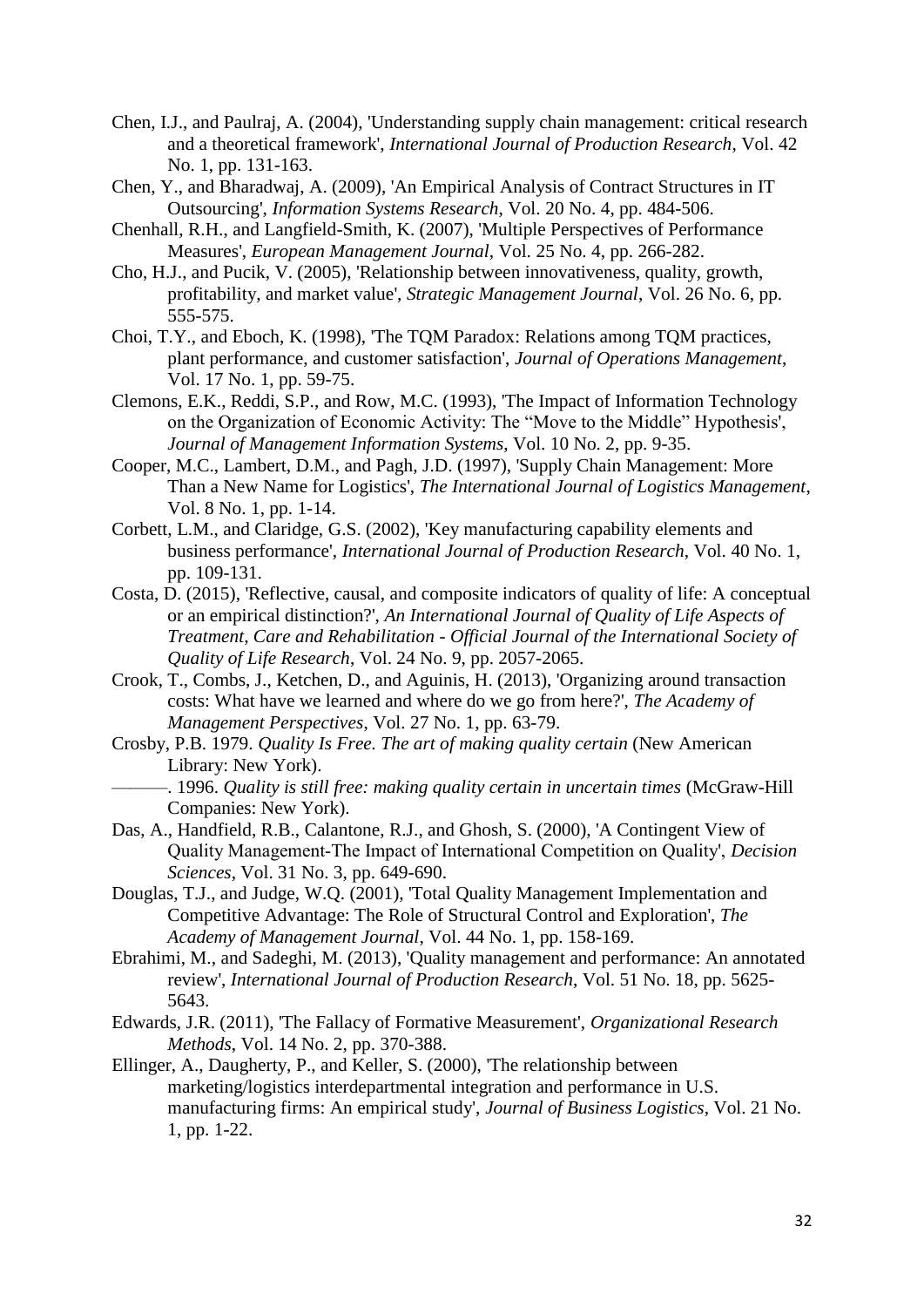Chen, I.J., and Paulraj, A. (2004), 'Understanding supply chain management: critical research and a theoretical framework', *International Journal of Production Research*, Vol. 42 No. 1, pp. 131-163.

Chen, Y., and Bharadwaj, A. (2009), 'An Empirical Analysis of Contract Structures in IT Outsourcing', *Information Systems Research*, Vol. 20 No. 4, pp. 484-506.

Chenhall, R.H., and Langfield-Smith, K. (2007), 'Multiple Perspectives of Performance Measures', *European Management Journal*, Vol. 25 No. 4, pp. 266-282.

Cho, H.J., and Pucik, V. (2005), 'Relationship between innovativeness, quality, growth, profitability, and market value', *Strategic Management Journal*, Vol. 26 No. 6, pp. 555-575.

Choi, T.Y., and Eboch, K. (1998), 'The TQM Paradox: Relations among TQM practices, plant performance, and customer satisfaction', *Journal of Operations Management*, Vol. 17 No. 1, pp. 59-75.

Clemons, E.K., Reddi, S.P., and Row, M.C. (1993), 'The Impact of Information Technology on the Organization of Economic Activity: The "Move to the Middle" Hypothesis', *Journal of Management Information Systems*, Vol. 10 No. 2, pp. 9-35.

Cooper, M.C., Lambert, D.M., and Pagh, J.D. (1997), 'Supply Chain Management: More Than a New Name for Logistics', *The International Journal of Logistics Management*, Vol. 8 No. 1, pp. 1-14.

Corbett, L.M., and Claridge, G.S. (2002), 'Key manufacturing capability elements and business performance', *International Journal of Production Research*, Vol. 40 No. 1, pp. 109-131.

Costa, D. (2015), 'Reflective, causal, and composite indicators of quality of life: A conceptual or an empirical distinction?', *An International Journal of Quality of Life Aspects of Treatment, Care and Rehabilitation - Official Journal of the International Society of Quality of Life Research*, Vol. 24 No. 9, pp. 2057-2065.

Crook, T., Combs, J., Ketchen, D., and Aguinis, H. (2013), 'Organizing around transaction costs: What have we learned and where do we go from here?', *The Academy of Management Perspectives*, Vol. 27 No. 1, pp. 63-79.

Crosby, P.B. 1979. *Quality Is Free. The art of making quality certain* (New American Library: New York).

———. 1996. *Quality is still free: making quality certain in uncertain times* (McGraw-Hill Companies: New York).

Das, A., Handfield, R.B., Calantone, R.J., and Ghosh, S. (2000), 'A Contingent View of Quality Management-The Impact of International Competition on Quality', *Decision Sciences*, Vol. 31 No. 3, pp. 649-690.

Douglas, T.J., and Judge, W.Q. (2001), 'Total Quality Management Implementation and Competitive Advantage: The Role of Structural Control and Exploration', *The Academy of Management Journal*, Vol. 44 No. 1, pp. 158-169.

Ebrahimi, M., and Sadeghi, M. (2013), 'Quality management and performance: An annotated review', *International Journal of Production Research*, Vol. 51 No. 18, pp. 5625-5643.

Edwards, J.R. (2011), 'The Fallacy of Formative Measurement', *Organizational Research Methods*, Vol. 14 No. 2, pp. 370-388.

Ellinger, A., Daugherty, P., and Keller, S. (2000), 'The relationship between marketing/logistics interdepartmental integration and performance in U.S. manufacturing firms: An empirical study', *Journal of Business Logistics*, Vol. 21 No. 1, pp. 1-22.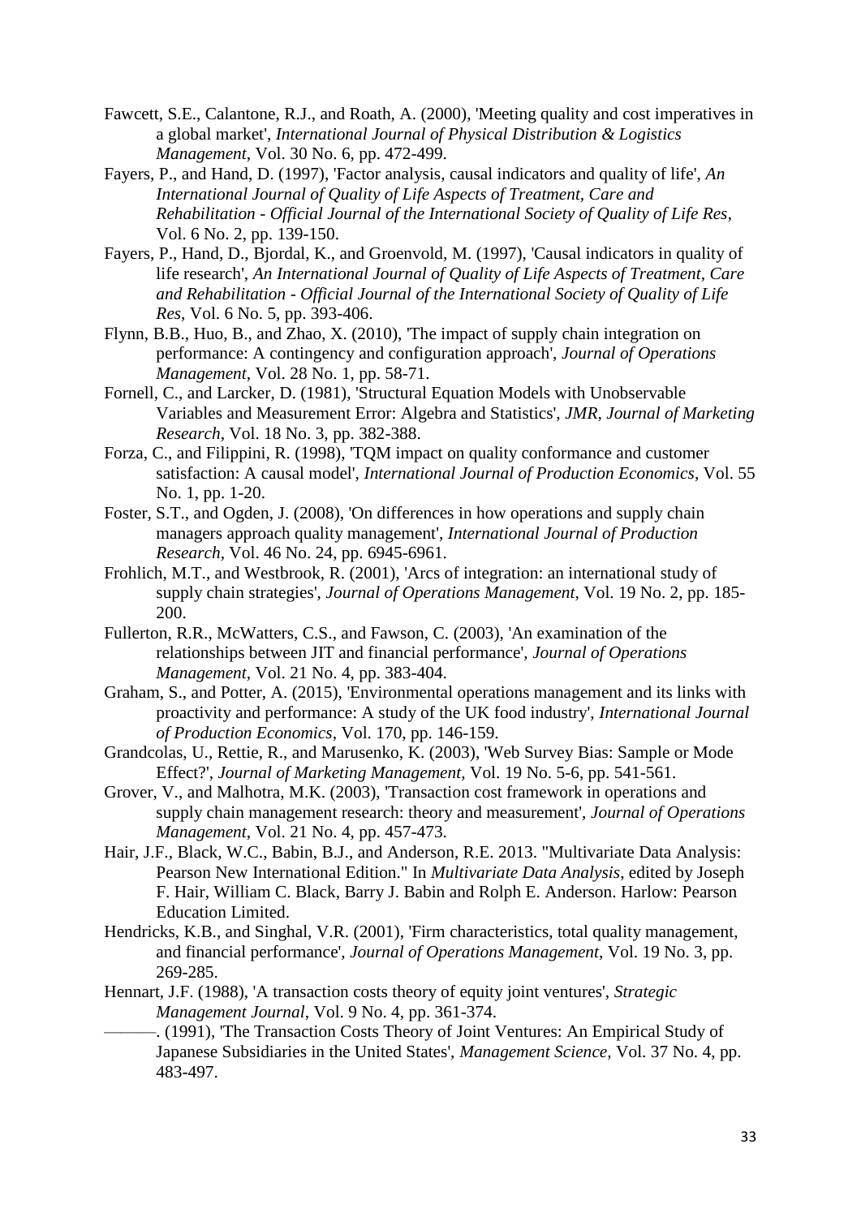Fawcett, S.E., Calantone, R.J., and Roath, A. (2000), 'Meeting quality and cost imperatives in a global market', *International Journal of Physical Distribution & Logistics Management*, Vol. 30 No. 6, pp. 472-499.

Fayers, P., and Hand, D. (1997), 'Factor analysis, causal indicators and quality of life', *An International Journal of Quality of Life Aspects of Treatment, Care and Rehabilitation - Official Journal of the International Society of Quality of Life Res*, Vol. 6 No. 2, pp. 139-150.

Fayers, P., Hand, D., Bjordal, K., and Groenvold, M. (1997), 'Causal indicators in quality of life research', *An International Journal of Quality of Life Aspects of Treatment, Care and Rehabilitation - Official Journal of the International Society of Quality of Life Res*, Vol. 6 No. 5, pp. 393-406.

Flynn, B.B., Huo, B., and Zhao, X. (2010), 'The impact of supply chain integration on performance: A contingency and configuration approach', *Journal of Operations Management*, Vol. 28 No. 1, pp. 58-71.

Fornell, C., and Larcker, D. (1981), 'Structural Equation Models with Unobservable Variables and Measurement Error: Algebra and Statistics', *JMR, Journal of Marketing Research*, Vol. 18 No. 3, pp. 382-388.

Forza, C., and Filippini, R. (1998), 'TQM impact on quality conformance and customer satisfaction: A causal model', *International Journal of Production Economics*, Vol. 55 No. 1, pp. 1-20.

Foster, S.T., and Ogden, J. (2008), 'On differences in how operations and supply chain managers approach quality management', *International Journal of Production Research*, Vol. 46 No. 24, pp. 6945-6961.

Frohlich, M.T., and Westbrook, R. (2001), 'Arcs of integration: an international study of supply chain strategies', *Journal of Operations Management*, Vol. 19 No. 2, pp. 185-200.

Fullerton, R.R., McWatters, C.S., and Fawson, C. (2003), 'An examination of the relationships between JIT and financial performance', *Journal of Operations Management*, Vol. 21 No. 4, pp. 383-404.

Graham, S., and Potter, A. (2015), 'Environmental operations management and its links with proactivity and performance: A study of the UK food industry', *International Journal of Production Economics*, Vol. 170, pp. 146-159.

Grandcolas, U., Rettie, R., and Marusenko, K. (2003), 'Web Survey Bias: Sample or Mode Effect?', *Journal of Marketing Management*, Vol. 19 No. 5-6, pp. 541-561.

Grover, V., and Malhotra, M.K. (2003), 'Transaction cost framework in operations and supply chain management research: theory and measurement', *Journal of Operations Management*, Vol. 21 No. 4, pp. 457-473.

Hair, J.F., Black, W.C., Babin, B.J., and Anderson, R.E. 2013. "Multivariate Data Analysis: Pearson New International Edition." In *Multivariate Data Analysis*, edited by Joseph F. Hair, William C. Black, Barry J. Babin and Rolph E. Anderson. Harlow: Pearson Education Limited.

Hendricks, K.B., and Singhal, V.R. (2001), 'Firm characteristics, total quality management, and financial performance', *Journal of Operations Management*, Vol. 19 No. 3, pp. 269-285.

Hennart, J.F. (1988), 'A transaction costs theory of equity joint ventures', *Strategic Management Journal*, Vol. 9 No. 4, pp. 361-374.

———. (1991), 'The Transaction Costs Theory of Joint Ventures: An Empirical Study of Japanese Subsidiaries in the United States', *Management Science*, Vol. 37 No. 4, pp. 483-497.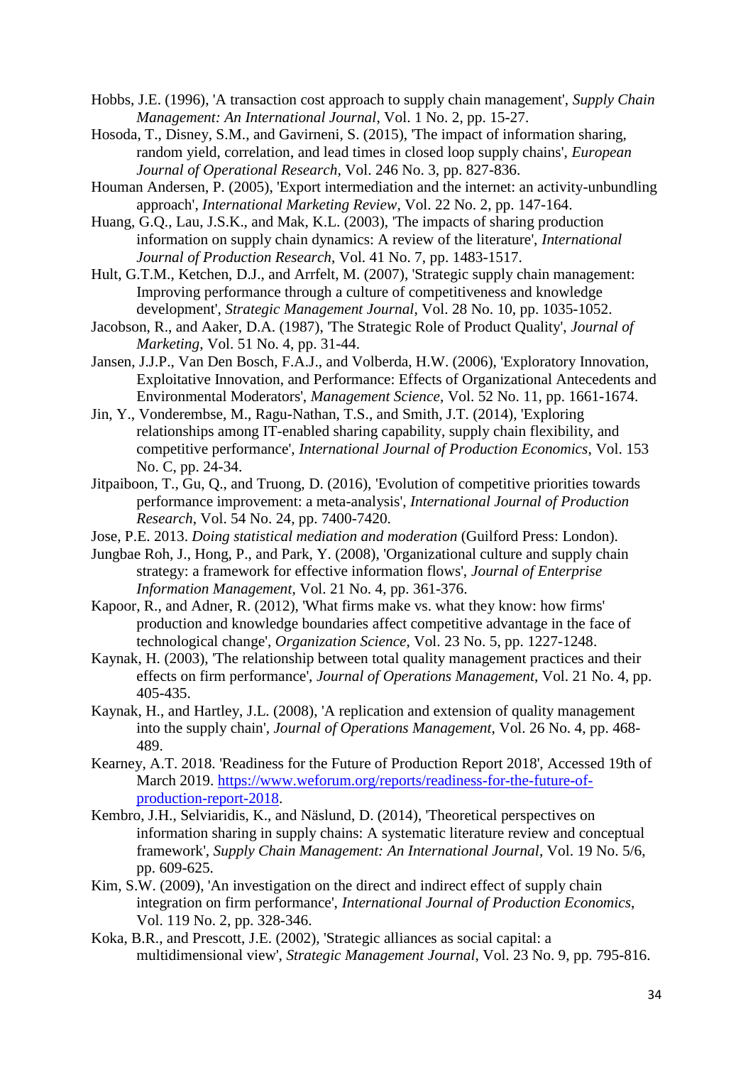Hobbs, J.E. (1996), 'A transaction cost approach to supply chain management', *Supply Chain Management: An International Journal*, Vol. 1 No. 2, pp. 15-27.

Hosoda, T., Disney, S.M., and Gavirneni, S. (2015), 'The impact of information sharing, random yield, correlation, and lead times in closed loop supply chains', *European Journal of Operational Research*, Vol. 246 No. 3, pp. 827-836.

Houman Andersen, P. (2005), 'Export intermediation and the internet: an activity-unbundling approach', *International Marketing Review*, Vol. 22 No. 2, pp. 147-164.

Huang, G.Q., Lau, J.S.K., and Mak, K.L. (2003), 'The impacts of sharing production information on supply chain dynamics: A review of the literature', *International Journal of Production Research*, Vol. 41 No. 7, pp. 1483-1517.

Hult, G.T.M., Ketchen, D.J., and Arrfelt, M. (2007), 'Strategic supply chain management: Improving performance through a culture of competitiveness and knowledge development', *Strategic Management Journal*, Vol. 28 No. 10, pp. 1035-1052.

Jacobson, R., and Aaker, D.A. (1987), 'The Strategic Role of Product Quality', *Journal of Marketing*, Vol. 51 No. 4, pp. 31-44.

Jansen, J.J.P., Van Den Bosch, F.A.J., and Volberda, H.W. (2006), 'Exploratory Innovation, Exploitative Innovation, and Performance: Effects of Organizational Antecedents and Environmental Moderators', *Management Science*, Vol. 52 No. 11, pp. 1661-1674.

Jin, Y., Vonderembse, M., Ragu-Nathan, T.S., and Smith, J.T. (2014), 'Exploring relationships among IT-enabled sharing capability, supply chain flexibility, and competitive performance', *International Journal of Production Economics*, Vol. 153 No. C, pp. 24-34.

Jitpaiboon, T., Gu, Q., and Truong, D. (2016), 'Evolution of competitive priorities towards performance improvement: a meta-analysis', *International Journal of Production Research*, Vol. 54 No. 24, pp. 7400-7420.

Jose, P.E. 2013. *Doing statistical mediation and moderation* (Guilford Press: London).

Jungbae Roh, J., Hong, P., and Park, Y. (2008), 'Organizational culture and supply chain strategy: a framework for effective information flows', *Journal of Enterprise Information Management*, Vol. 21 No. 4, pp. 361-376.

Kapoor, R., and Adner, R. (2012), 'What firms make vs. what they know: how firms' production and knowledge boundaries affect competitive advantage in the face of technological change', *Organization Science*, Vol. 23 No. 5, pp. 1227-1248.

Kaynak, H. (2003), 'The relationship between total quality management practices and their effects on firm performance', *Journal of Operations Management*, Vol. 21 No. 4, pp. 405-435.

Kaynak, H., and Hartley, J.L. (2008), 'A replication and extension of quality management into the supply chain', *Journal of Operations Management*, Vol. 26 No. 4, pp. 468-489.

Kearney, A.T. 2018. 'Readiness for the Future of Production Report 2018', Accessed 19th of March 2019. https://www.weforum.org/reports/readiness-for-the-future-of-production-report-2018.

Kembro, J.H., Selviaridis, K., and Näslund, D. (2014), 'Theoretical perspectives on information sharing in supply chains: A systematic literature review and conceptual framework', *Supply Chain Management: An International Journal*, Vol. 19 No. 5/6, pp. 609-625.

Kim, S.W. (2009), 'An investigation on the direct and indirect effect of supply chain integration on firm performance', *International Journal of Production Economics*, Vol. 119 No. 2, pp. 328-346.

Koka, B.R., and Prescott, J.E. (2002), 'Strategic alliances as social capital: a multidimensional view', *Strategic Management Journal*, Vol. 23 No. 9, pp. 795-816.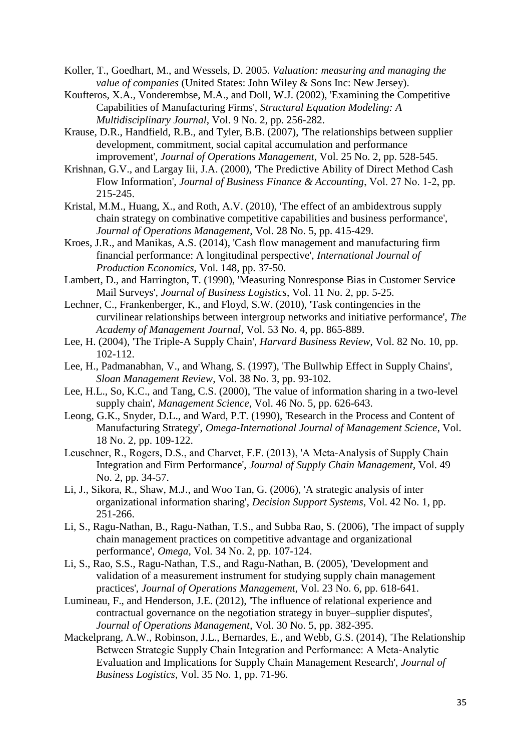Koller, T., Goedhart, M., and Wessels, D. 2005. *Valuation: measuring and managing the value of companies* (United States: John Wiley & Sons Inc: New Jersey).

Koufteros, X.A., Vonderembse, M.A., and Doll, W.J. (2002), 'Examining the Competitive Capabilities of Manufacturing Firms', *Structural Equation Modeling: A Multidisciplinary Journal*, Vol. 9 No. 2, pp. 256-282.

Krause, D.R., Handfield, R.B., and Tyler, B.B. (2007), 'The relationships between supplier development, commitment, social capital accumulation and performance improvement', *Journal of Operations Management*, Vol. 25 No. 2, pp. 528-545.

Krishnan, G.V., and Largay Iii, J.A. (2000), 'The Predictive Ability of Direct Method Cash Flow Information', *Journal of Business Finance & Accounting*, Vol. 27 No. 1-2, pp. 215-245.

Kristal, M.M., Huang, X., and Roth, A.V. (2010), 'The effect of an ambidextrous supply chain strategy on combinative competitive capabilities and business performance', *Journal of Operations Management*, Vol. 28 No. 5, pp. 415-429.

Kroes, J.R., and Manikas, A.S. (2014), 'Cash flow management and manufacturing firm financial performance: A longitudinal perspective', *International Journal of Production Economics*, Vol. 148, pp. 37-50.

Lambert, D., and Harrington, T. (1990), 'Measuring Nonresponse Bias in Customer Service Mail Surveys', *Journal of Business Logistics*, Vol. 11 No. 2, pp. 5-25.

Lechner, C., Frankenberger, K., and Floyd, S.W. (2010), 'Task contingencies in the curvilinear relationships between intergroup networks and initiative performance', *The Academy of Management Journal*, Vol. 53 No. 4, pp. 865-889.

Lee, H. (2004), 'The Triple-A Supply Chain', *Harvard Business Review*, Vol. 82 No. 10, pp. 102-112.

Lee, H., Padmanabhan, V., and Whang, S. (1997), 'The Bullwhip Effect in Supply Chains', *Sloan Management Review*, Vol. 38 No. 3, pp. 93-102.

Lee, H.L., So, K.C., and Tang, C.S. (2000), 'The value of information sharing in a two-level supply chain', *Management Science*, Vol. 46 No. 5, pp. 626-643.

Leong, G.K., Snyder, D.L., and Ward, P.T. (1990), 'Research in the Process and Content of Manufacturing Strategy', *Omega-International Journal of Management Science*, Vol. 18 No. 2, pp. 109-122.

Leuschner, R., Rogers, D.S., and Charvet, F.F. (2013), 'A Meta-Analysis of Supply Chain Integration and Firm Performance', *Journal of Supply Chain Management*, Vol. 49 No. 2, pp. 34-57.

Li, J., Sikora, R., Shaw, M.J., and Woo Tan, G. (2006), 'A strategic analysis of inter organizational information sharing', *Decision Support Systems*, Vol. 42 No. 1, pp. 251-266.

Li, S., Ragu-Nathan, B., Ragu-Nathan, T.S., and Subba Rao, S. (2006), 'The impact of supply chain management practices on competitive advantage and organizational performance', *Omega*, Vol. 34 No. 2, pp. 107-124.

Li, S., Rao, S.S., Ragu-Nathan, T.S., and Ragu-Nathan, B. (2005), 'Development and validation of a measurement instrument for studying supply chain management practices', *Journal of Operations Management*, Vol. 23 No. 6, pp. 618-641.

Lumineau, F., and Henderson, J.E. (2012), 'The influence of relational experience and contractual governance on the negotiation strategy in buyer–supplier disputes', *Journal of Operations Management*, Vol. 30 No. 5, pp. 382-395.

Mackelprang, A.W., Robinson, J.L., Bernardes, E., and Webb, G.S. (2014), 'The Relationship Between Strategic Supply Chain Integration and Performance: A Meta-Analytic Evaluation and Implications for Supply Chain Management Research', *Journal of Business Logistics*, Vol. 35 No. 1, pp. 71-96.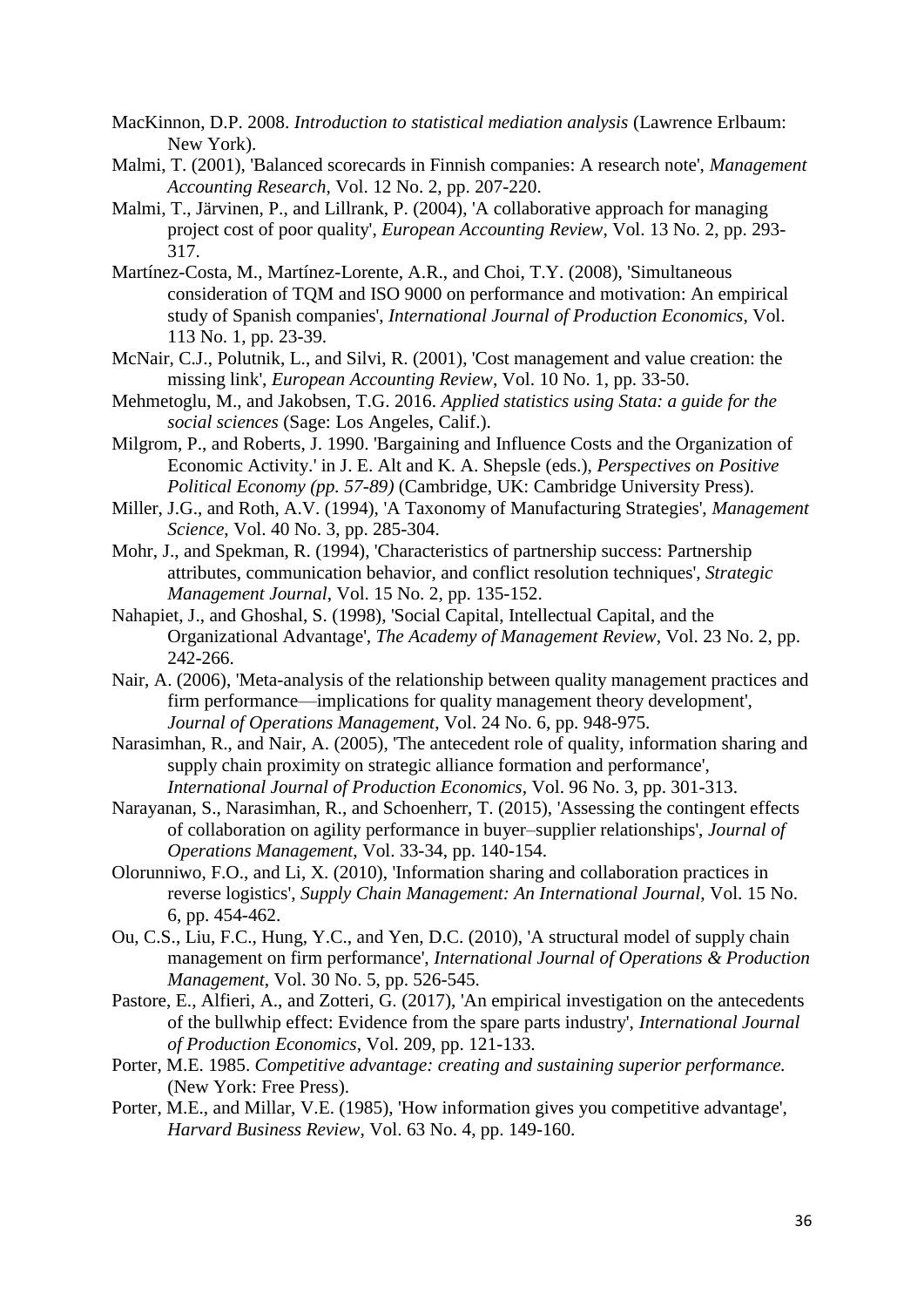MacKinnon, D.P. 2008. *Introduction to statistical mediation analysis* (Lawrence Erlbaum: New York).

Malmi, T. (2001), 'Balanced scorecards in Finnish companies: A research note', *Management Accounting Research*, Vol. 12 No. 2, pp. 207-220.

Malmi, T., Järvinen, P., and Lillrank, P. (2004), 'A collaborative approach for managing project cost of poor quality', *European Accounting Review*, Vol. 13 No. 2, pp. 293-317.

Martínez-Costa, M., Martínez-Lorente, A.R., and Choi, T.Y. (2008), 'Simultaneous consideration of TQM and ISO 9000 on performance and motivation: An empirical study of Spanish companies', *International Journal of Production Economics*, Vol. 113 No. 1, pp. 23-39.

McNair, C.J., Polutnik, L., and Silvi, R. (2001), 'Cost management and value creation: the missing link', *European Accounting Review*, Vol. 10 No. 1, pp. 33-50.

Mehmetoglu, M., and Jakobsen, T.G. 2016. *Applied statistics using Stata: a guide for the social sciences* (Sage: Los Angeles, Calif.).

Milgrom, P., and Roberts, J. 1990. 'Bargaining and Influence Costs and the Organization of Economic Activity.' in J. E. Alt and K. A. Shepsle (eds.), *Perspectives on Positive Political Economy (pp. 57-89)* (Cambridge, UK: Cambridge University Press).

Miller, J.G., and Roth, A.V. (1994), 'A Taxonomy of Manufacturing Strategies', *Management Science*, Vol. 40 No. 3, pp. 285-304.

Mohr, J., and Spekman, R. (1994), 'Characteristics of partnership success: Partnership attributes, communication behavior, and conflict resolution techniques', *Strategic Management Journal*, Vol. 15 No. 2, pp. 135-152.

Nahapiet, J., and Ghoshal, S. (1998), 'Social Capital, Intellectual Capital, and the Organizational Advantage', *The Academy of Management Review*, Vol. 23 No. 2, pp. 242-266.

Nair, A. (2006), 'Meta-analysis of the relationship between quality management practices and firm performance—implications for quality management theory development', *Journal of Operations Management*, Vol. 24 No. 6, pp. 948-975.

Narasimhan, R., and Nair, A. (2005), 'The antecedent role of quality, information sharing and supply chain proximity on strategic alliance formation and performance', *International Journal of Production Economics*, Vol. 96 No. 3, pp. 301-313.

Narayanan, S., Narasimhan, R., and Schoenherr, T. (2015), 'Assessing the contingent effects of collaboration on agility performance in buyer–supplier relationships', *Journal of Operations Management*, Vol. 33-34, pp. 140-154.

Olorunniwo, F.O., and Li, X. (2010), 'Information sharing and collaboration practices in reverse logistics', *Supply Chain Management: An International Journal*, Vol. 15 No. 6, pp. 454-462.

Ou, C.S., Liu, F.C., Hung, Y.C., and Yen, D.C. (2010), 'A structural model of supply chain management on firm performance', *International Journal of Operations & Production Management*, Vol. 30 No. 5, pp. 526-545.

Pastore, E., Alfieri, A., and Zotteri, G. (2017), 'An empirical investigation on the antecedents of the bullwhip effect: Evidence from the spare parts industry', *International Journal of Production Economics*, Vol. 209, pp. 121-133.

Porter, M.E. 1985. *Competitive advantage: creating and sustaining superior performance.* (New York: Free Press).

Porter, M.E., and Millar, V.E. (1985), 'How information gives you competitive advantage', *Harvard Business Review*, Vol. 63 No. 4, pp. 149-160.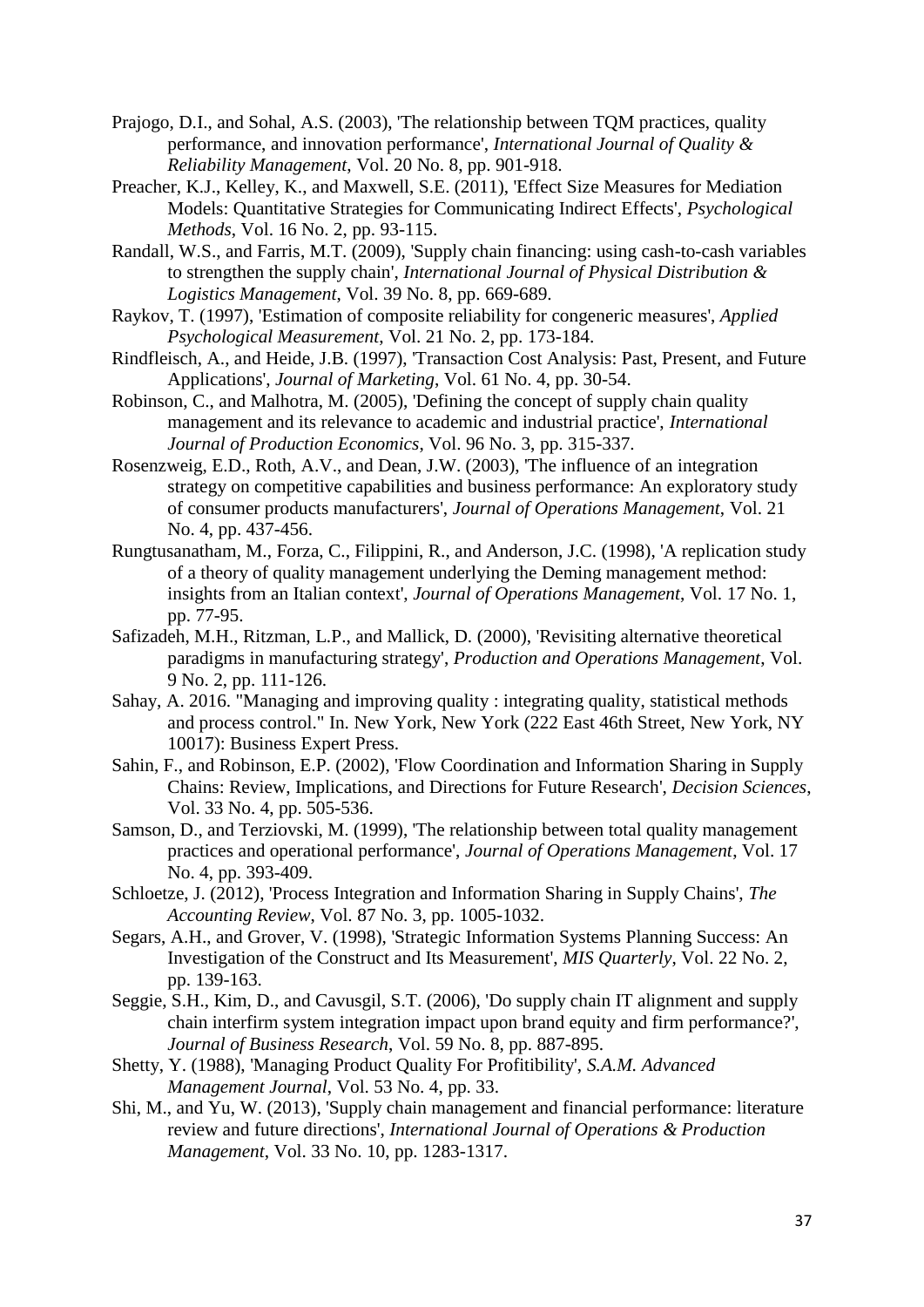Prajogo, D.I., and Sohal, A.S. (2003), 'The relationship between TQM practices, quality performance, and innovation performance', *International Journal of Quality & Reliability Management*, Vol. 20 No. 8, pp. 901-918.

Preacher, K.J., Kelley, K., and Maxwell, S.E. (2011), 'Effect Size Measures for Mediation Models: Quantitative Strategies for Communicating Indirect Effects', *Psychological Methods*, Vol. 16 No. 2, pp. 93-115.

Randall, W.S., and Farris, M.T. (2009), 'Supply chain financing: using cash-to-cash variables to strengthen the supply chain', *International Journal of Physical Distribution & Logistics Management*, Vol. 39 No. 8, pp. 669-689.

Raykov, T. (1997), 'Estimation of composite reliability for congeneric measures', *Applied Psychological Measurement*, Vol. 21 No. 2, pp. 173-184.

Rindfleisch, A., and Heide, J.B. (1997), 'Transaction Cost Analysis: Past, Present, and Future Applications', *Journal of Marketing*, Vol. 61 No. 4, pp. 30-54.

Robinson, C., and Malhotra, M. (2005), 'Defining the concept of supply chain quality management and its relevance to academic and industrial practice', *International Journal of Production Economics*, Vol. 96 No. 3, pp. 315-337.

Rosenzweig, E.D., Roth, A.V., and Dean, J.W. (2003), 'The influence of an integration strategy on competitive capabilities and business performance: An exploratory study of consumer products manufacturers', *Journal of Operations Management*, Vol. 21 No. 4, pp. 437-456.

Rungtusanatham, M., Forza, C., Filippini, R., and Anderson, J.C. (1998), 'A replication study of a theory of quality management underlying the Deming management method: insights from an Italian context', *Journal of Operations Management*, Vol. 17 No. 1, pp. 77-95.

Safizadeh, M.H., Ritzman, L.P., and Mallick, D. (2000), 'Revisiting alternative theoretical paradigms in manufacturing strategy', *Production and Operations Management*, Vol. 9 No. 2, pp. 111-126.

Sahay, A. 2016. "Managing and improving quality : integrating quality, statistical methods and process control." In. New York, New York (222 East 46th Street, New York, NY 10017): Business Expert Press.

Sahin, F., and Robinson, E.P. (2002), 'Flow Coordination and Information Sharing in Supply Chains: Review, Implications, and Directions for Future Research', *Decision Sciences*, Vol. 33 No. 4, pp. 505-536.

Samson, D., and Terziovski, M. (1999), 'The relationship between total quality management practices and operational performance', *Journal of Operations Management*, Vol. 17 No. 4, pp. 393-409.

Schloetze, J. (2012), 'Process Integration and Information Sharing in Supply Chains', *The Accounting Review*, Vol. 87 No. 3, pp. 1005-1032.

Segars, A.H., and Grover, V. (1998), 'Strategic Information Systems Planning Success: An Investigation of the Construct and Its Measurement', *MIS Quarterly*, Vol. 22 No. 2, pp. 139-163.

Seggie, S.H., Kim, D., and Cavusgil, S.T. (2006), 'Do supply chain IT alignment and supply chain interfirm system integration impact upon brand equity and firm performance?', *Journal of Business Research*, Vol. 59 No. 8, pp. 887-895.

Shetty, Y. (1988), 'Managing Product Quality For Profitibility', *S.A.M. Advanced Management Journal*, Vol. 53 No. 4, pp. 33.

Shi, M., and Yu, W. (2013), 'Supply chain management and financial performance: literature review and future directions', *International Journal of Operations & Production Management*, Vol. 33 No. 10, pp. 1283-1317.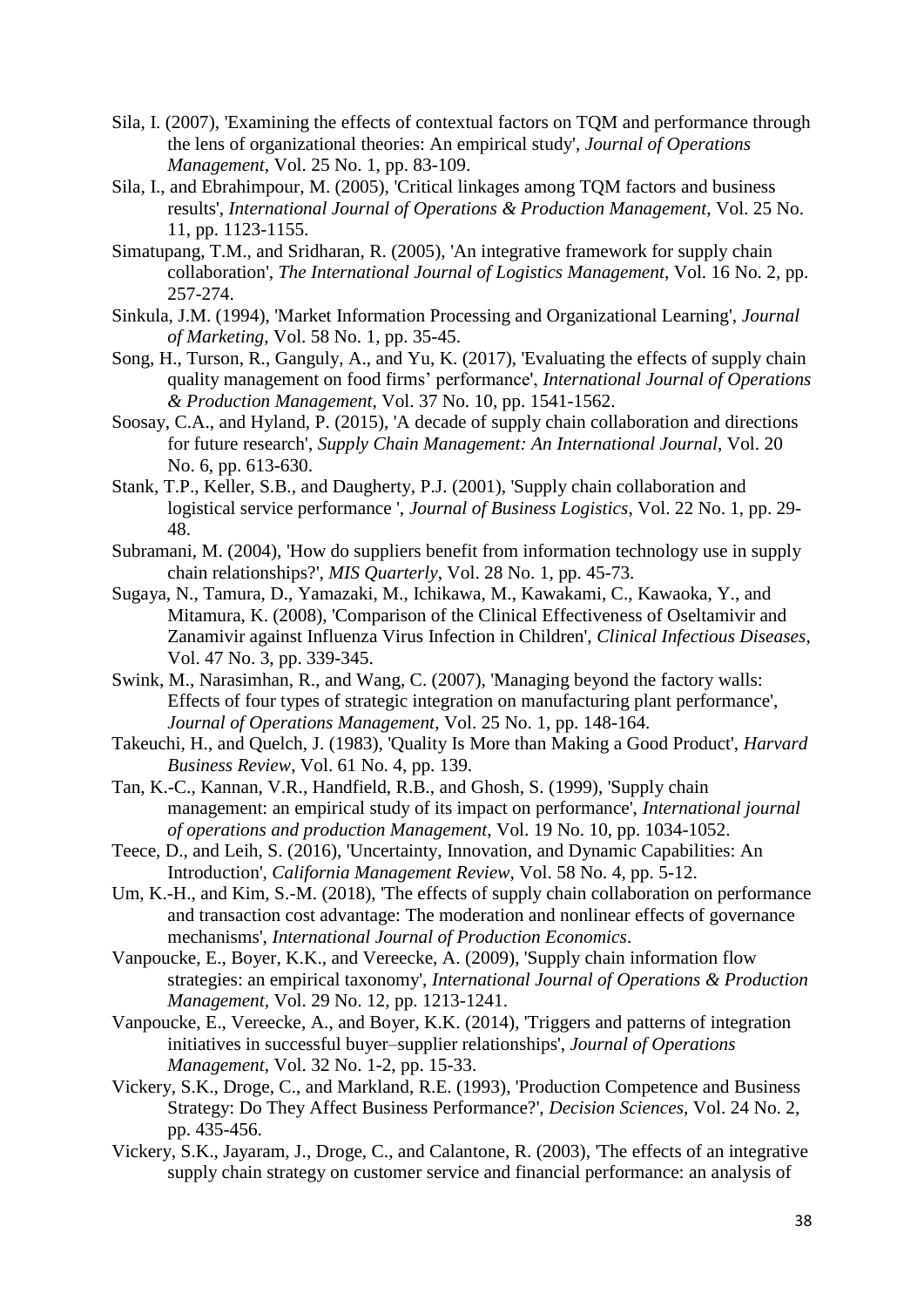Sila, I. (2007), 'Examining the effects of contextual factors on TQM and performance through the lens of organizational theories: An empirical study', *Journal of Operations Management*, Vol. 25 No. 1, pp. 83-109.

Sila, I., and Ebrahimpour, M. (2005), 'Critical linkages among TQM factors and business results', *International Journal of Operations & Production Management*, Vol. 25 No. 11, pp. 1123-1155.

Simatupang, T.M., and Sridharan, R. (2005), 'An integrative framework for supply chain collaboration', *The International Journal of Logistics Management*, Vol. 16 No. 2, pp. 257-274.

Sinkula, J.M. (1994), 'Market Information Processing and Organizational Learning', *Journal of Marketing*, Vol. 58 No. 1, pp. 35-45.

Song, H., Turson, R., Ganguly, A., and Yu, K. (2017), 'Evaluating the effects of supply chain quality management on food firms' performance', *International Journal of Operations & Production Management*, Vol. 37 No. 10, pp. 1541-1562.

Soosay, C.A., and Hyland, P. (2015), 'A decade of supply chain collaboration and directions for future research', *Supply Chain Management: An International Journal*, Vol. 20 No. 6, pp. 613-630.

Stank, T.P., Keller, S.B., and Daugherty, P.J. (2001), 'Supply chain collaboration and logistical service performance ', *Journal of Business Logistics*, Vol. 22 No. 1, pp. 29-48.

Subramani, M. (2004), 'How do suppliers benefit from information technology use in supply chain relationships?', *MIS Quarterly*, Vol. 28 No. 1, pp. 45-73.

Sugaya, N., Tamura, D., Yamazaki, M., Ichikawa, M., Kawakami, C., Kawaoka, Y., and Mitamura, K. (2008), 'Comparison of the Clinical Effectiveness of Oseltamivir and Zanamivir against Influenza Virus Infection in Children', *Clinical Infectious Diseases*, Vol. 47 No. 3, pp. 339-345.

Swink, M., Narasimhan, R., and Wang, C. (2007), 'Managing beyond the factory walls: Effects of four types of strategic integration on manufacturing plant performance', *Journal of Operations Management*, Vol. 25 No. 1, pp. 148-164.

Takeuchi, H., and Quelch, J. (1983), 'Quality Is More than Making a Good Product', *Harvard Business Review*, Vol. 61 No. 4, pp. 139.

Tan, K.-C., Kannan, V.R., Handfield, R.B., and Ghosh, S. (1999), 'Supply chain management: an empirical study of its impact on performance', *International journal of operations and production Management*, Vol. 19 No. 10, pp. 1034-1052.

Teece, D., and Leih, S. (2016), 'Uncertainty, Innovation, and Dynamic Capabilities: An Introduction', *California Management Review*, Vol. 58 No. 4, pp. 5-12.

Um, K.-H., and Kim, S.-M. (2018), 'The effects of supply chain collaboration on performance and transaction cost advantage: The moderation and nonlinear effects of governance mechanisms', *International Journal of Production Economics*.

Vanpoucke, E., Boyer, K.K., and Vereecke, A. (2009), 'Supply chain information flow strategies: an empirical taxonomy', *International Journal of Operations & Production Management*, Vol. 29 No. 12, pp. 1213-1241.

Vanpoucke, E., Vereecke, A., and Boyer, K.K. (2014), 'Triggers and patterns of integration initiatives in successful buyer–supplier relationships', *Journal of Operations Management*, Vol. 32 No. 1-2, pp. 15-33.

Vickery, S.K., Droge, C., and Markland, R.E. (1993), 'Production Competence and Business Strategy: Do They Affect Business Performance?', *Decision Sciences*, Vol. 24 No. 2, pp. 435-456.

Vickery, S.K., Jayaram, J., Droge, C., and Calantone, R. (2003), 'The effects of an integrative supply chain strategy on customer service and financial performance: an analysis of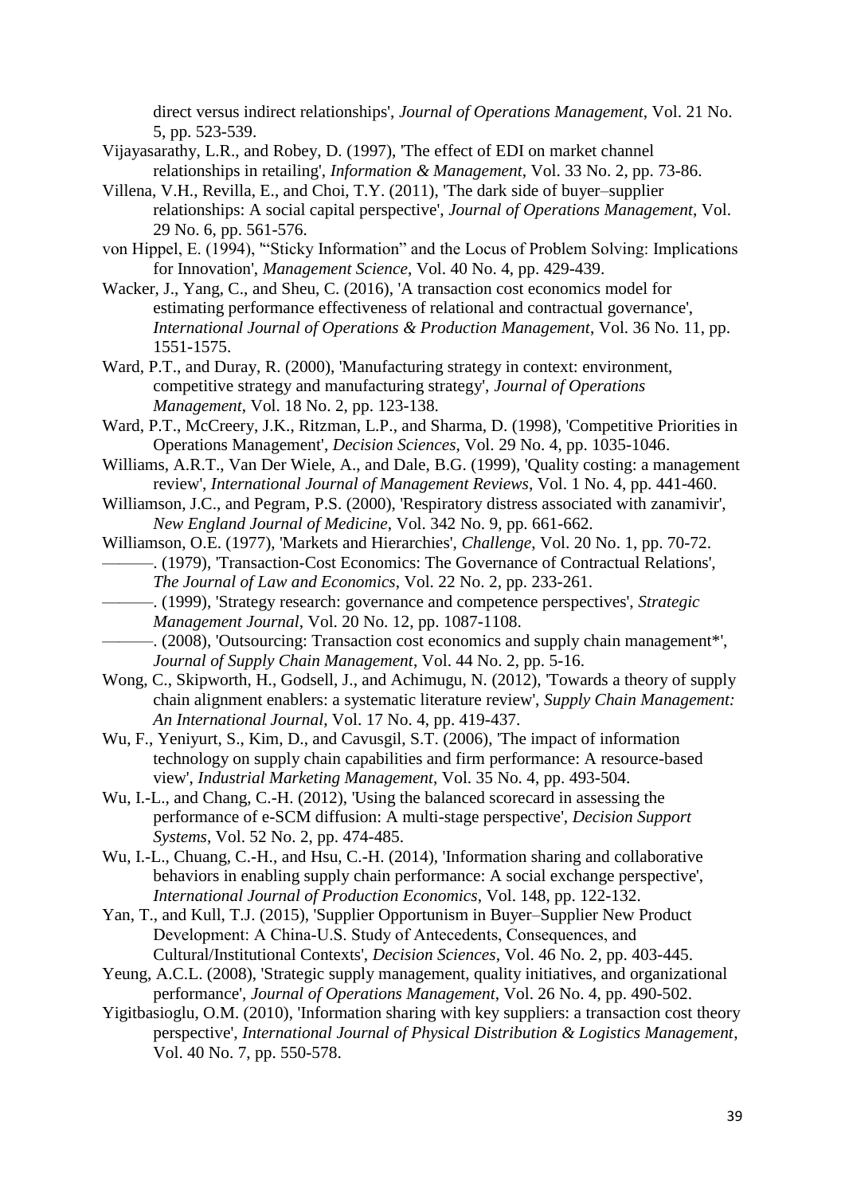direct versus indirect relationships', *Journal of Operations Management*, Vol. 21 No. 5, pp. 523-539.

Vijayasarathy, L.R., and Robey, D. (1997), 'The effect of EDI on market channel relationships in retailing', *Information & Management*, Vol. 33 No. 2, pp. 73-86.

Villena, V.H., Revilla, E., and Choi, T.Y. (2011), 'The dark side of buyer–supplier relationships: A social capital perspective', *Journal of Operations Management*, Vol. 29 No. 6, pp. 561-576.

von Hippel, E. (1994), '"Sticky Information" and the Locus of Problem Solving: Implications for Innovation', *Management Science*, Vol. 40 No. 4, pp. 429-439.

Wacker, J., Yang, C., and Sheu, C. (2016), 'A transaction cost economics model for estimating performance effectiveness of relational and contractual governance', *International Journal of Operations & Production Management*, Vol. 36 No. 11, pp. 1551-1575.

Ward, P.T., and Duray, R. (2000), 'Manufacturing strategy in context: environment, competitive strategy and manufacturing strategy', *Journal of Operations Management*, Vol. 18 No. 2, pp. 123-138.

Ward, P.T., McCreery, J.K., Ritzman, L.P., and Sharma, D. (1998), 'Competitive Priorities in Operations Management', *Decision Sciences*, Vol. 29 No. 4, pp. 1035-1046.

Williams, A.R.T., Van Der Wiele, A., and Dale, B.G. (1999), 'Quality costing: a management review', *International Journal of Management Reviews*, Vol. 1 No. 4, pp. 441-460.

Williamson, J.C., and Pegram, P.S. (2000), 'Respiratory distress associated with zanamivir', *New England Journal of Medicine*, Vol. 342 No. 9, pp. 661-662.

Williamson, O.E. (1977), 'Markets and Hierarchies', *Challenge*, Vol. 20 No. 1, pp. 70-72.

———. (1979), 'Transaction-Cost Economics: The Governance of Contractual Relations', *The Journal of Law and Economics*, Vol. 22 No. 2, pp. 233-261.

———. (1999), 'Strategy research: governance and competence perspectives', *Strategic Management Journal*, Vol. 20 No. 12, pp. 1087-1108.

———. (2008), 'Outsourcing: Transaction cost economics and supply chain management*', *Journal of Supply Chain Management*, Vol. 44 No. 2, pp. 5-16.

Wong, C., Skipworth, H., Godsell, J., and Achimugu, N. (2012), 'Towards a theory of supply chain alignment enablers: a systematic literature review', *Supply Chain Management: An International Journal*, Vol. 17 No. 4, pp. 419-437.

Wu, F., Yeniyurt, S., Kim, D., and Cavusgil, S.T. (2006), 'The impact of information technology on supply chain capabilities and firm performance: A resource-based view', *Industrial Marketing Management*, Vol. 35 No. 4, pp. 493-504.

Wu, I.-L., and Chang, C.-H. (2012), 'Using the balanced scorecard in assessing the performance of e-SCM diffusion: A multi-stage perspective', *Decision Support Systems*, Vol. 52 No. 2, pp. 474-485.

Wu, I.-L., Chuang, C.-H., and Hsu, C.-H. (2014), 'Information sharing and collaborative behaviors in enabling supply chain performance: A social exchange perspective', *International Journal of Production Economics*, Vol. 148, pp. 122-132.

Yan, T., and Kull, T.J. (2015), 'Supplier Opportunism in Buyer–Supplier New Product Development: A China-U.S. Study of Antecedents, Consequences, and Cultural/Institutional Contexts', *Decision Sciences*, Vol. 46 No. 2, pp. 403-445.

Yeung, A.C.L. (2008), 'Strategic supply management, quality initiatives, and organizational performance', *Journal of Operations Management*, Vol. 26 No. 4, pp. 490-502.

Yigitbasioglu, O.M. (2010), 'Information sharing with key suppliers: a transaction cost theory perspective', *International Journal of Physical Distribution & Logistics Management*, Vol. 40 No. 7, pp. 550-578.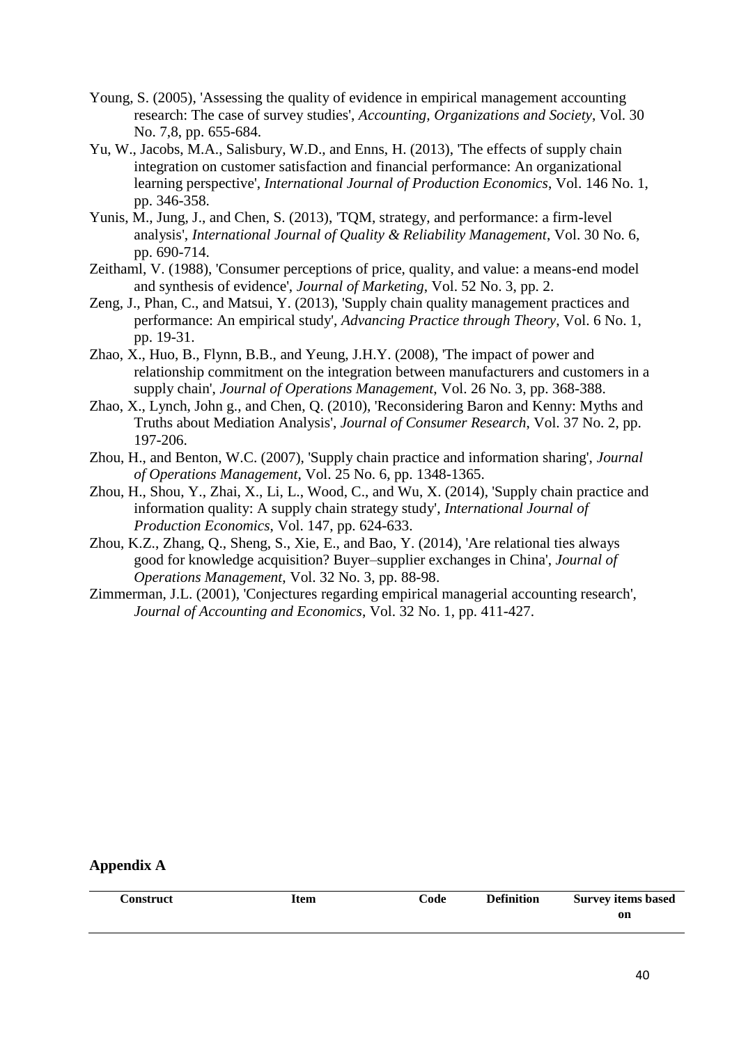Young, S. (2005), 'Assessing the quality of evidence in empirical management accounting research: The case of survey studies', *Accounting, Organizations and Society*, Vol. 30 No. 7,8, pp. 655-684.

Yu, W., Jacobs, M.A., Salisbury, W.D., and Enns, H. (2013), 'The effects of supply chain integration on customer satisfaction and financial performance: An organizational learning perspective', *International Journal of Production Economics*, Vol. 146 No. 1, pp. 346-358.

Yunis, M., Jung, J., and Chen, S. (2013), 'TQM, strategy, and performance: a firm-level analysis', *International Journal of Quality & Reliability Management*, Vol. 30 No. 6, pp. 690-714.

Zeithaml, V. (1988), 'Consumer perceptions of price, quality, and value: a means-end model and synthesis of evidence', *Journal of Marketing*, Vol. 52 No. 3, pp. 2.

Zeng, J., Phan, C., and Matsui, Y. (2013), 'Supply chain quality management practices and performance: An empirical study', *Advancing Practice through Theory*, Vol. 6 No. 1, pp. 19-31.

Zhao, X., Huo, B., Flynn, B.B., and Yeung, J.H.Y. (2008), 'The impact of power and relationship commitment on the integration between manufacturers and customers in a supply chain', *Journal of Operations Management*, Vol. 26 No. 3, pp. 368-388.

Zhao, X., Lynch, John g., and Chen, Q. (2010), 'Reconsidering Baron and Kenny: Myths and Truths about Mediation Analysis', *Journal of Consumer Research*, Vol. 37 No. 2, pp. 197-206.

Zhou, H., and Benton, W.C. (2007), 'Supply chain practice and information sharing', *Journal of Operations Management*, Vol. 25 No. 6, pp. 1348-1365.

Zhou, H., Shou, Y., Zhai, X., Li, L., Wood, C., and Wu, X. (2014), 'Supply chain practice and information quality: A supply chain strategy study', *International Journal of Production Economics*, Vol. 147, pp. 624-633.

Zhou, K.Z., Zhang, Q., Sheng, S., Xie, E., and Bao, Y. (2014), 'Are relational ties always good for knowledge acquisition? Buyer–supplier exchanges in China', *Journal of Operations Management*, Vol. 32 No. 3, pp. 88-98.

Zimmerman, J.L. (2001), 'Conjectures regarding empirical managerial accounting research', *Journal of Accounting and Economics*, Vol. 32 No. 1, pp. 411-427.

## Appendix A

| Construct | Item | Code | Definition | Survey items based on |
|---|---|---|---|---|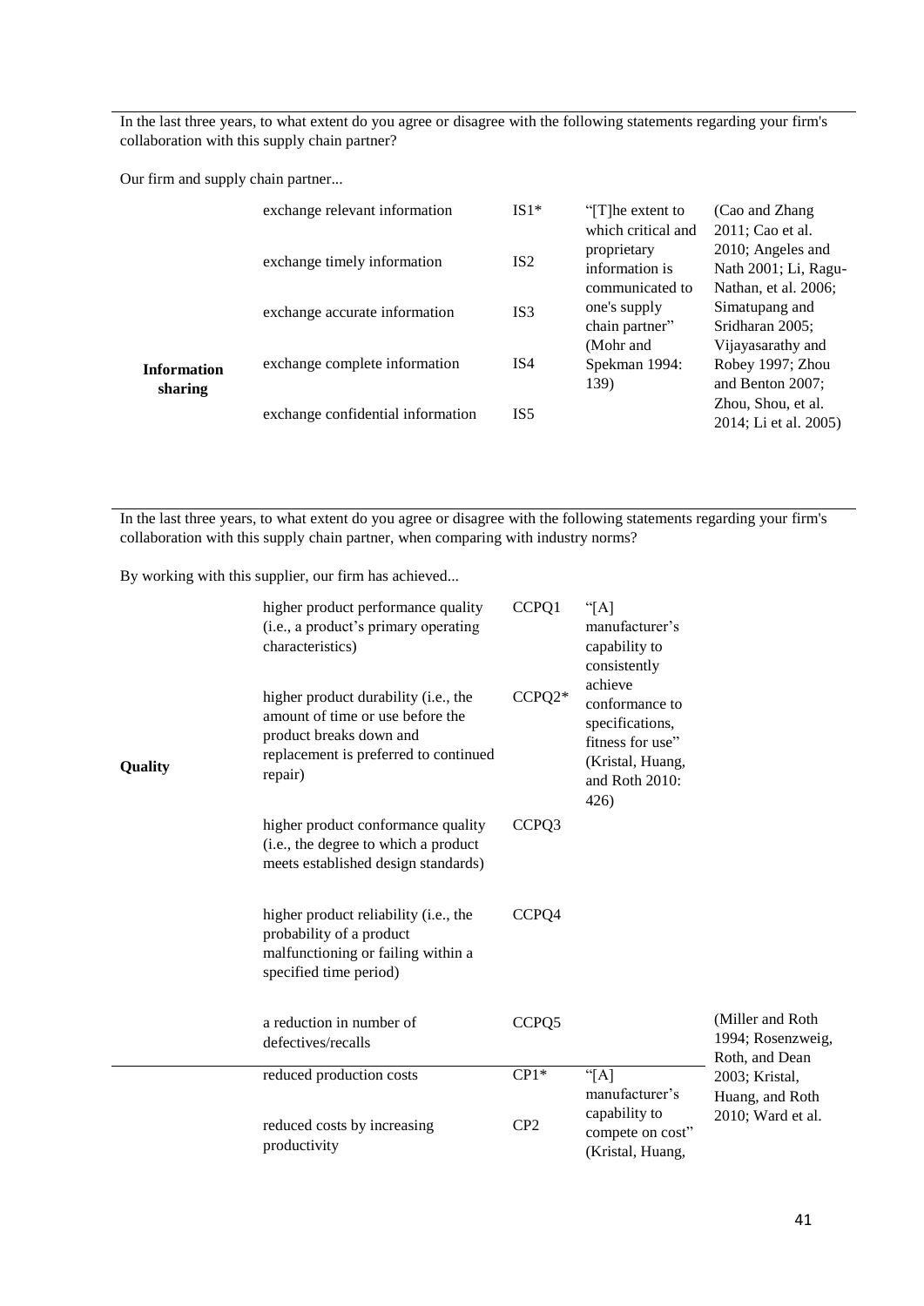In the last three years, to what extent do you agree or disagree with the following statements regarding your firm's collaboration with this supply chain partner?

Our firm and supply chain partner...

| Construct | Item | Code | Definition | References |
|---|---|---|---|---|
| **Information sharing** | exchange relevant information | IS1* | "[T]he extent to which critical and proprietary information is communicated to one's supply chain partner" (Mohr and Spekman 1994: 139) | (Cao and Zhang 2011; Cao et al. 2010; Angeles and Nath 2001; Li, Ragu-Nathan, et al. 2006; Simatupang and Sridharan 2005; Vijayasarathy and Robey 1997; Zhou and Benton 2007; Zhou, Shou, et al. 2014; Li et al. 2005) |
| | exchange timely information | IS2 | | |
| | exchange accurate information | IS3 | | |
| | exchange complete information | IS4 | | |
| | exchange confidential information | IS5 | | |

In the last three years, to what extent do you agree or disagree with the following statements regarding your firm's collaboration with this supply chain partner, when comparing with industry norms?

By working with this supplier, our firm has achieved...

| Construct | Item | Code | Definition | References |
|---|---|---|---|---|
| **Quality** | higher product performance quality (i.e., a product's primary operating characteristics) | CCPQ1 | "[A] manufacturer's capability to consistently achieve conformance to specifications, fitness for use" (Kristal, Huang, and Roth 2010: 426) | (Miller and Roth 1994; Rosenzweig, Roth, and Dean 2003; Kristal, Huang, and Roth 2010; Ward et al. |
| | higher product durability (i.e., the amount of time or use before the product breaks down and replacement is preferred to continued repair) | CCPQ2* | | |
| | higher product conformance quality (i.e., the degree to which a product meets established design standards) | CCPQ3 | | |
| | higher product reliability (i.e., the probability of a product malfunctioning or failing within a specified time period) | CCPQ4 | | |
| | a reduction in number of defectives/recalls | CCPQ5 | | |
| | reduced production costs | CP1* | "[A] manufacturer's capability to compete on cost" (Kristal, Huang, | |
| | reduced costs by increasing productivity | CP2 | | |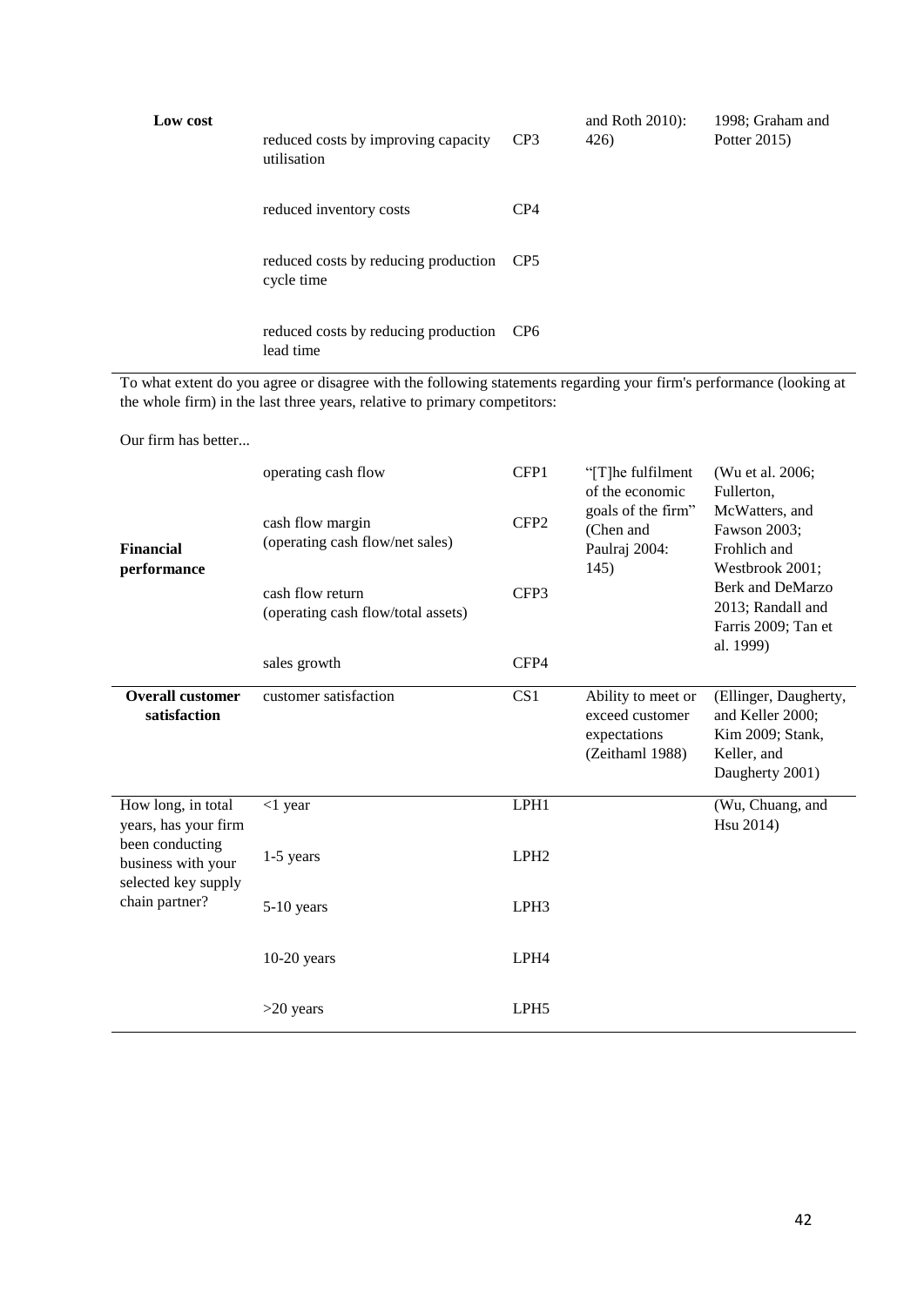| | | | | |
|---|---|---|---|---|
| **Low cost** | reduced costs by improving capacity utilisation | CP3 | and Roth 2010): 426) | 1998; Graham and Potter 2015) |
| | reduced inventory costs | CP4 | | |
| | reduced costs by reducing production cycle time | CP5 | | |
| | reduced costs by reducing production lead time | CP6 | | |

To what extent do you agree or disagree with the following statements regarding your firm's performance (looking at the whole firm) in the last three years, relative to primary competitors:

Our firm has better...

| | | | | |
|---|---|---|---|---|
| **Financial performance** | operating cash flow | CFP1 | "[T]he fulfilment of the economic goals of the firm" (Chen and Paulraj 2004: 145) | (Wu et al. 2006; Fullerton, McWatters, and Fawson 2003; Frohlich and Westbrook 2001; Berk and DeMarzo 2013; Randall and Farris 2009; Tan et al. 1999) |
| | cash flow margin (operating cash flow/net sales) | CFP2 | | |
| | cash flow return (operating cash flow/total assets) | CFP3 | | |
| | sales growth | CFP4 | | |
| **Overall customer satisfaction** | customer satisfaction | CS1 | Ability to meet or exceed customer expectations (Zeithaml 1988) | (Ellinger, Daugherty, and Keller 2000; Kim 2009; Stank, Keller, and Daugherty 2001) |
| How long, in total years, has your firm been conducting business with your selected key supply chain partner? | <1 year | LPH1 | | (Wu, Chuang, and Hsu 2014) |
| | 1-5 years | LPH2 | | |
| | 5-10 years | LPH3 | | |
| | 10-20 years | LPH4 | | |
| | >20 years | LPH5 | | |